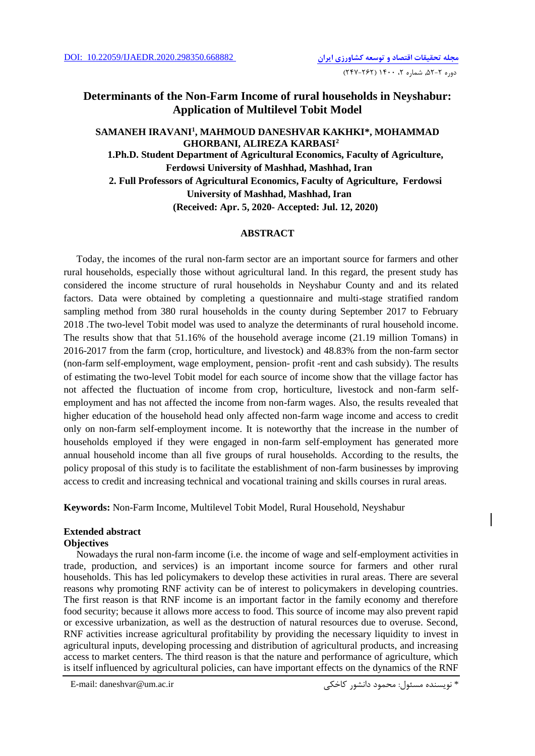# Determinants of the Non-Farm Income of rural households in Neyshabur: Application of Multilevel Tobit Model

**SAMANEH IRAVANI[1], MAHMOUD DANESHVAR KAKHKI*, MOHAMMAD GHORBANI, ALIREZA KARBASI[2]**

**1.Ph.D. Student Department of Agricultural Economics, Faculty of Agriculture, Ferdowsi University of Mashhad, Mashhad, Iran**

**2. Full Professors of Agricultural Economics, Faculty of Agriculture, Ferdowsi University of Mashhad, Mashhad, Iran**

**(Received: Apr. 5, 2020- Accepted: Jul. 12, 2020)**

## ABSTRACT

Today, the incomes of the rural non-farm sector are an important source for farmers and other rural households, especially those without agricultural land. In this regard, the present study has considered the income structure of rural households in Neyshabur County and and its related factors. Data were obtained by completing a questionnaire and multi-stage stratified random sampling method from 380 rural households in the county during September 2017 to February 2018 .The two-level Tobit model was used to analyze the determinants of rural household income. The results show that that 51.16% of the household average income (21.19 million Tomans) in 2016-2017 from the farm (crop, horticulture, and livestock) and 48.83% from the non-farm sector (non-farm self-employment, wage employment, pension- profit -rent and cash subsidy). The results of estimating the two-level Tobit model for each source of income show that the village factor has not affected the fluctuation of income from crop, horticulture, livestock and non-farm self-employment and has not affected the income from non-farm wages. Also, the results revealed that higher education of the household head only affected non-farm wage income and access to credit only on non-farm self-employment income. It is noteworthy that the increase in the number of households employed if they were engaged in non-farm self-employment has generated more annual household income than all five groups of rural households. According to the results, the policy proposal of this study is to facilitate the establishment of non-farm businesses by improving access to credit and increasing technical and vocational training and skills courses in rural areas.

**Keywords:** Non-Farm Income, Multilevel Tobit Model, Rural Household, Neyshabur

## Extended abstract

### Objectives

Nowadays the rural non-farm income (i.e. the income of wage and self-employment activities in trade, production, and services) is an important income source for farmers and other rural households. This has led policymakers to develop these activities in rural areas. There are several reasons why promoting RNF activity can be of interest to policymakers in developing countries. The first reason is that RNF income is an important factor in the family economy and therefore food security; because it allows more access to food. This source of income may also prevent rapid or excessive urbanization, as well as the destruction of natural resources due to overuse. Second, RNF activities increase agricultural profitability by providing the necessary liquidity to invest in agricultural inputs, developing processing and distribution of agricultural products, and increasing access to market centers. The third reason is that the nature and performance of agriculture, which is itself influenced by agricultural policies, can have important effects on the dynamics of the RNF

E-mail: daneshvar@um.ac.ir

\* نویسنده مسئول: محمود دانشور کاخکی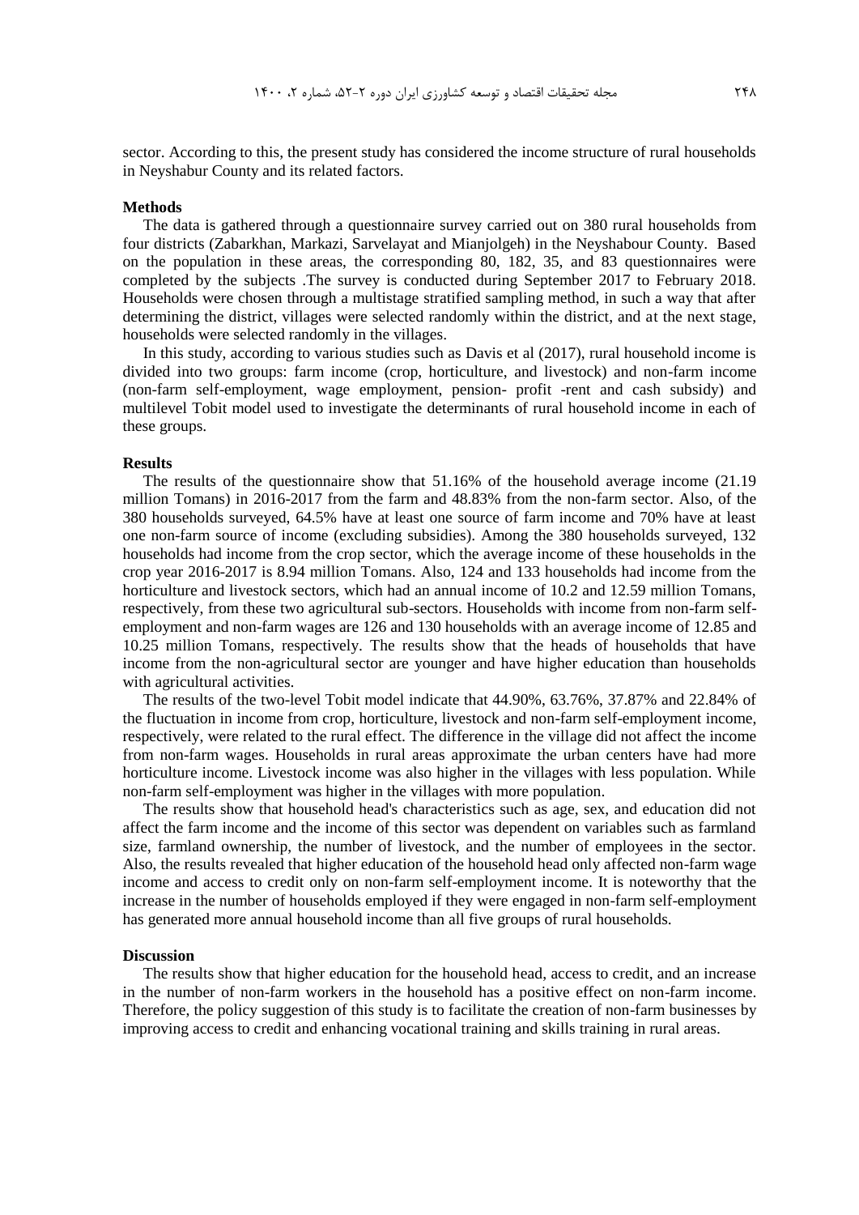sector. According to this, the present study has considered the income structure of rural households in Neyshabur County and its related factors.

**Methods**

The data is gathered through a questionnaire survey carried out on 380 rural households from four districts (Zabarkhan, Markazi, Sarvelayat and Mianjolgeh) in the Neyshabour County. Based on the population in these areas, the corresponding 80, 182, 35, and 83 questionnaires were completed by the subjects .The survey is conducted during September 2017 to February 2018. Households were chosen through a multistage stratified sampling method, in such a way that after determining the district, villages were selected randomly within the district, and at the next stage, households were selected randomly in the villages.

In this study, according to various studies such as Davis et al (2017), rural household income is divided into two groups: farm income (crop, horticulture, and livestock) and non-farm income (non-farm self-employment, wage employment, pension- profit -rent and cash subsidy) and multilevel Tobit model used to investigate the determinants of rural household income in each of these groups.

**Results**

The results of the questionnaire show that 51.16% of the household average income (21.19 million Tomans) in 2016-2017 from the farm and 48.83% from the non-farm sector. Also, of the 380 households surveyed, 64.5% have at least one source of farm income and 70% have at least one non-farm source of income (excluding subsidies). Among the 380 households surveyed, 132 households had income from the crop sector, which the average income of these households in the crop year 2016-2017 is 8.94 million Tomans. Also, 124 and 133 households had income from the horticulture and livestock sectors, which had an annual income of 10.2 and 12.59 million Tomans, respectively, from these two agricultural sub-sectors. Households with income from non-farm self-employment and non-farm wages are 126 and 130 households with an average income of 12.85 and 10.25 million Tomans, respectively. The results show that the heads of households that have income from the non-agricultural sector are younger and have higher education than households with agricultural activities.

The results of the two-level Tobit model indicate that 44.90%, 63.76%, 37.87% and 22.84% of the fluctuation in income from crop, horticulture, livestock and non-farm self-employment income, respectively, were related to the rural effect. The difference in the village did not affect the income from non-farm wages. Households in rural areas approximate the urban centers have had more horticulture income. Livestock income was also higher in the villages with less population. While non-farm self-employment was higher in the villages with more population.

The results show that household head's characteristics such as age, sex, and education did not affect the farm income and the income of this sector was dependent on variables such as farmland size, farmland ownership, the number of livestock, and the number of employees in the sector. Also, the results revealed that higher education of the household head only affected non-farm wage income and access to credit only on non-farm self-employment income. It is noteworthy that the increase in the number of households employed if they were engaged in non-farm self-employment has generated more annual household income than all five groups of rural households.

**Discussion**

The results show that higher education for the household head, access to credit, and an increase in the number of non-farm workers in the household has a positive effect on non-farm income. Therefore, the policy suggestion of this study is to facilitate the creation of non-farm businesses by improving access to credit and enhancing vocational training and skills training in rural areas.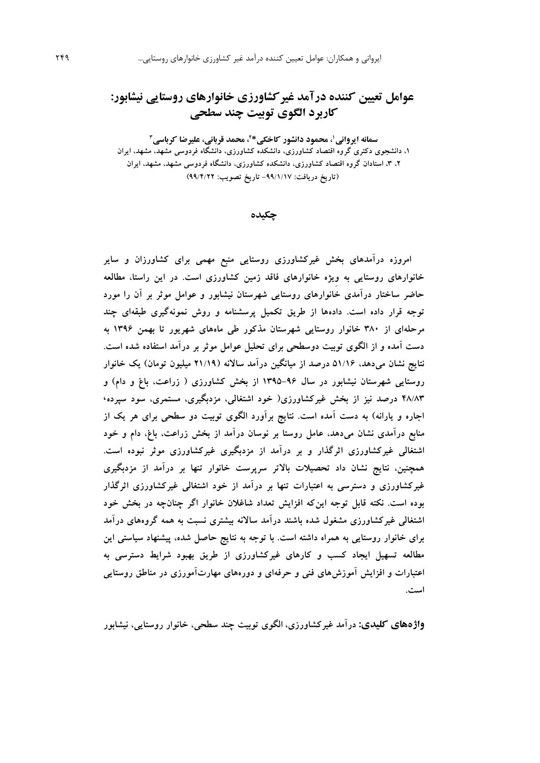# عوامل تعیین کننده درآمد غیرکشاورزی خانوارهای روستایی نیشابور: کاربرد الگوی توبیت چند سطحی

**سمانه ایروانی[1]، محمود دانشور کاخکی*[2]، محمد قربانی، علیرضا کرباسی[3]**

۱، دانشجوی دکتری گروه اقتصاد کشاورزی، دانشکده کشاورزی، دانشگاه فردوسی مشهد، مشهد، ایران

۲، ۳، استادان گروه اقتصاد کشاورزی، دانشکده کشاورزی، دانشگاه فردوسی مشهد، مشهد، ایران

(تاریخ دریافت: ۹۹/۱/۱۷- تاریخ تصویب: ۹۹/۴/۲۲)

## چکیده

امروزه درآمدهای بخش غیرکشاورزی روستایی منبع مهمی برای کشاورزان و سایر خانوارهای روستایی به ویژه خانوارهای فاقد زمین کشاورزی است. در این راستا، مطالعه حاضر ساختار درآمدی خانوارهای روستایی شهرستان نیشابور و عوامل موثر بر آن را مورد توجه قرار داده است. داده‌ها از طریق تکمیل پرسشنامه و روش نمونه‌گیری طبقه‌ای چند مرحله‌ای از ۳۸۰ خانوار روستایی شهرستان مذکور طی ماه‌های شهریور تا بهمن ۱۳۹۶ به دست آمده و از الگوی توبیت دوسطحی برای تحلیل عوامل موثر بر درآمد استفاده شده است. نتایج نشان می‌دهد، ۵۱/۱۶ درصد از میانگین درآمد سالانه (۲۱/۱۹ میلیون تومان) یک خانوار روستایی شهرستان نیشابور در سال ۹۶-۱۳۹۵ از بخش کشاورزی ( زراعت، باغ و دام) و ۴۸/۸۳ درصد نیز از بخش غیرکشاورزی( خود اشتغالی، مزدبگیری، مستمری، سود سپرده، اجاره و یارانه) به دست آمده است. نتایج برآورد الگوی توبیت دو سطحی برای هر یک از منابع درآمدی نشان می‌دهد، عامل روستا بر نوسان درآمد از بخش زراعت، باغ، دام و خود اشتغالی غیرکشاورزی اثرگذار و بر درآمد از مزدبگیری غیرکشاورزی موثر نبوده است. همچنین، نتایج نشان داد تحصیلات بالاتر سرپرست خانوار تنها بر درآمد از مزدبگیری غیرکشاورزی و دسترسی به اعتبارات تنها بر درآمد از خود اشتغالی غیرکشاورزی اثرگذار بوده است. نکته قابل توجه این‌که افزایش تعداد شاغلان خانوار اگر چنانچه در بخش خود اشتغالی غیرکشاورزی مشغول شده باشند درآمد سالانه بیشتری نسبت به همه گروه‌های درآمد برای خانوار روستایی به همراه داشته است. با توجه به نتایج حاصل شده، پیشنهاد سیاستی این مطالعه تسهیل ایجاد کسب و کارهای غیرکشاورزی از طریق بهبود شرایط دسترسی به اعتبارات و افزایش آموزش‌های فنی و حرفه‌ای و دوره‌های مهارت‌آموزی در مناطق روستایی است.

**واژه‌های کلیدی:** درآمد غیرکشاورزی، الگوی توبیت چند سطحی، خانوار روستایی، نیشابور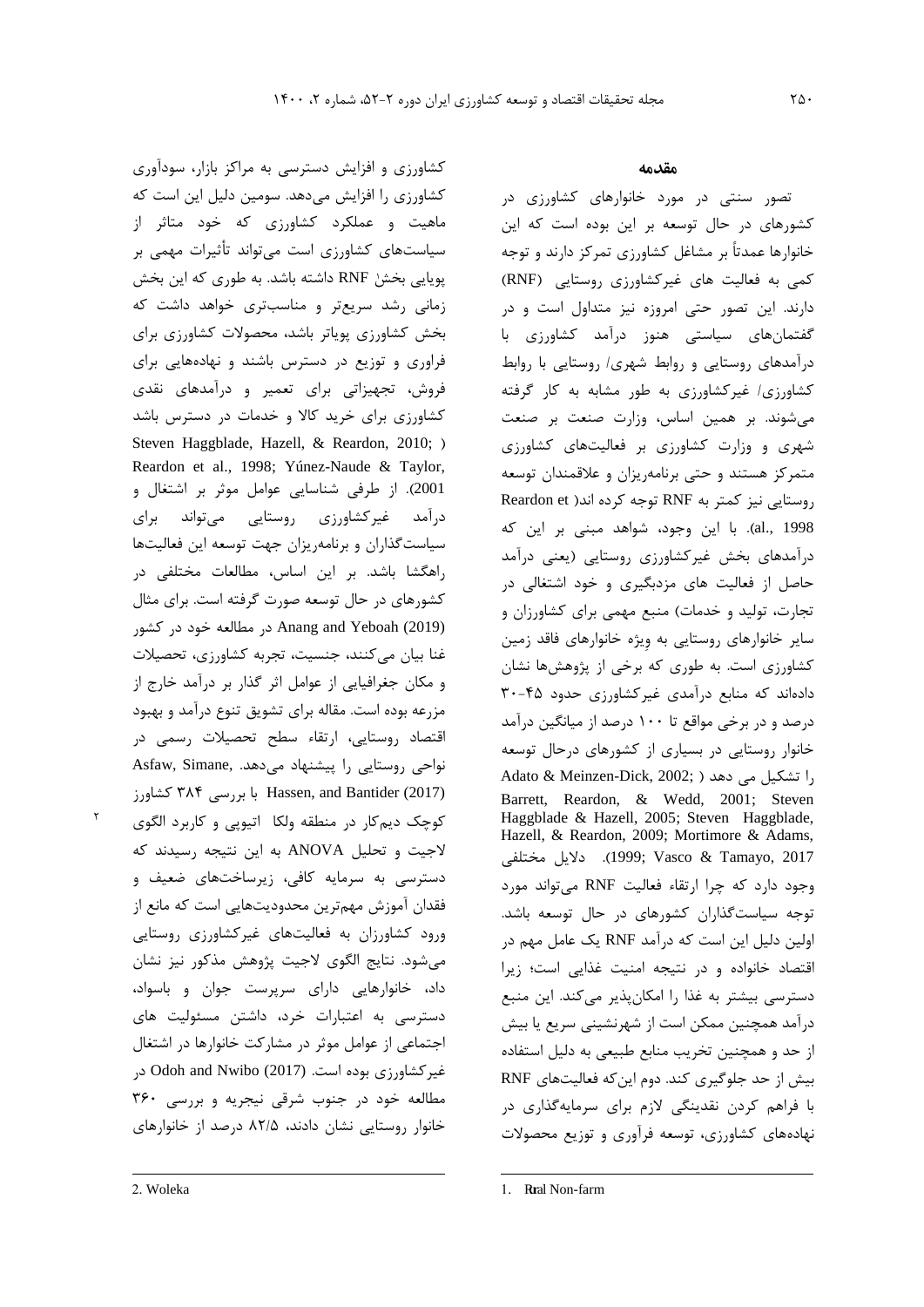## مقدمه

تصور سنتی در مورد خانوارهای کشاورزی در کشورهای در حال توسعه بر این بوده است که این خانوارها عمدتاً بر مشاغل کشاورزی تمرکز دارند و توجه کمی به فعالیت های غیرکشاورزی روستایی (RNF)[1] دارند. این تصور حتی امروزه نیز متداول است و در گفتمان‌های سیاستی هنوز درآمد کشاورزی با درآمدهای روستایی و روابط شهری/ روستایی با روابط کشاورزی/ غیرکشاورزی به طور مشابه به کار گرفته می‌شوند. بر همین اساس، وزارت صنعت بر صنعت شهری و وزارت کشاورزی بر فعالیت‌های کشاورزی متمرکز هستند و حتی برنامه‌ریزان و علاقمندان توسعه روستایی نیز کمتر به RNF توجه کرده اند( Reardon et al., 1998). با این وجود، شواهد مبنی بر این که درآمدهای بخش غیرکشاورزی روستایی (یعنی درآمد حاصل از فعالیت های مزدبگیری و خود اشتغالی در تجارت، تولید و خدمات) منبع مهمی برای کشاورزان و سایر خانوارهای روستایی به ویژه خانوارهای فاقد زمین کشاورزی است. به طوری که برخی از پژوهش‌ها نشان داده‌اند که منابع درآمدی غیرکشاورزی حدود ۴۵-۳۰ درصد و در برخی مواقع تا ۱۰۰ درصد از میانگین درآمد خانوار روستایی در بسیاری از کشورهای درحال توسعه را تشکیل می دهد ( Adato & Meinzen-Dick, 2002; Barrett, Reardon, & Wedd, 2001; Steven Haggblade & Hazell, 2005; Steven Haggblade, Hazell, & Reardon, 2009; Mortimore & Adams, 1999; Vasco & Tamayo, 2017). دلایل مختلفی وجود دارد که چرا ارتقاء فعالیت RNF می‌تواند مورد توجه سیاست‌گذاران کشورهای در حال توسعه باشد. اولین دلیل این است که درآمد RNF یک عامل مهم در اقتصاد خانواده و در نتیجه امنیت غذایی است؛ زیرا دسترسی بیشتر به غذا را امکان‌پذیر می‌کند. این منبع درآمد همچنین ممکن است از شهرنشینی سریع یا بیش از حد و همچنین تخریب منابع طبیعی به دلیل استفاده بیش از حد جلوگیری کند. دوم این‌که فعالیت‌های RNF با فراهم کردن نقدینگی لازم برای سرمایه‌گذاری در نهاده‌های کشاورزی، توسعه فرآوری و توزیع محصولات کشاورزی و افزایش دسترسی به مراکز بازار، سودآوری کشاورزی را افزایش می‌دهد. سومین دلیل این است که ماهیت و عملکرد کشاورزی که خود متاثر از سیاست‌های کشاورزی است می‌تواند تأثیرات مهمی بر پویایی بخش RNF داشته باشد. به طوری که این بخش زمانی رشد سریع‌تر و مناسب‌تری خواهد داشت که بخش کشاورزی پویاتر باشد، محصولات کشاورزی برای فراوری و توزیع در دسترس باشند و نهاده‌هایی برای فروش، تجهیزاتی برای تعمیر و درآمدهای نقدی کشاورزی برای خرید کالا و خدمات در دسترس باشد ( Steven Haggblade, Hazell, & Reardon, 2010; Reardon et al., 1998; Yúnez-Naude & Taylor, 2001). از طرفی شناسایی عوامل موثر بر اشتغال و درآمد غیرکشاورزی روستایی می‌تواند برای سیاست‌گذاران و برنامه‌ریزان جهت توسعه این فعالیت‌ها راهگشا باشد. بر این اساس، مطالعات مختلفی در کشورهای در حال توسعه صورت گرفته است. برای مثال Anang and Yeboah (2019) در مطالعه خود در کشور غنا بیان می‌کنند، جنسیت، تجربه کشاورزی، تحصیلات و مکان جغرافیایی از عوامل اثر گذار بر درآمد خارج از مزرعه بوده است. مقاله برای تشویق تنوع درآمد و بهبود اقتصاد روستایی، ارتقاء سطح تحصیلات رسمی در نواحی روستایی را پیشنهاد می‌دهد. Asfaw, Simane, Hassen, and Bantider (2017) با بررسی ۳۸۴ کشاورز کوچک دیم‌کار در منطقه ولکا[2] اتیوپی و کاربرد الگوی لاجیت و تحلیل ANOVA به این نتیجه رسیدند که دسترسی به سرمایه کافی، زیرساخت‌های ضعیف و فقدان آموزش مهم‌ترین محدودیت‌هایی است که مانع از ورود کشاورزان به فعالیت‌های غیرکشاورزی روستایی می‌شود. نتایج الگوی لاجیت پژوهش مذکور نیز نشان داد، خانوارهایی دارای سرپرست جوان و باسواد، دسترسی به اعتبارات خرد، داشتن مسئولیت های اجتماعی از عوامل موثر در مشارکت خانوارها در اشتغال غیرکشاورزی بوده است. Odoh and Nwibo (2017) در مطالعه خود در جنوب شرقی نیجریه و بررسی ۳۶۰ خانوار روستایی نشان دادند، ۸۲/۵ درصد از خانوارهای

---

1. Rural Non-farm
2. Woleka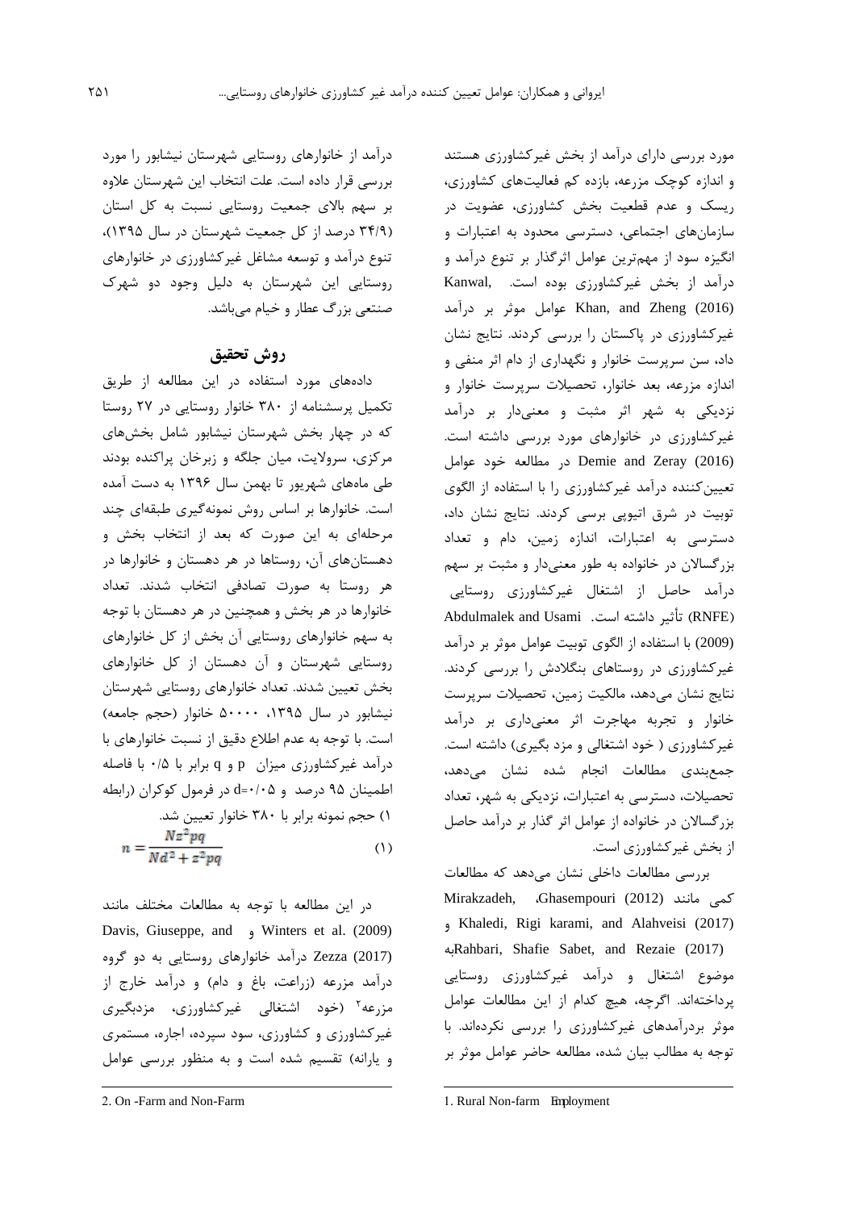مورد بررسی دارای درآمد از بخش غیرکشاورزی هستند و اندازه کوچک مزرعه، بازده کم فعالیت‌های کشاورزی، ریسک و عدم قطعیت بخش کشاورزی، عضویت در سازمان‌های اجتماعی، دسترسی محدود به اعتبارات و انگیزه سود از مهم‌ترین عوامل اثرگذار بر تنوع درآمد و درآمد از بخش غیرکشاورزی بوده است. Kanwal, Khan, and Zheng (2016) عوامل موثر بر درآمد غیرکشاورزی در پاکستان را بررسی کردند. نتایج نشان داد، سن سرپرست خانوار و نگهداری از دام اثر منفی و اندازه مزرعه، بعد خانوار، تحصیلات سرپرست خانوار و نزدیکی به شهر اثر مثبت و معنی‌دار بر درآمد غیرکشاورزی در خانوارهای مورد بررسی داشته است. Demie and Zeray (2016) در مطالعه خود عوامل تعیین‌کننده درآمد غیرکشاورزی را با استفاده از الگوی توبیت در شرق اتیوپی برسی کردند. نتایج نشان داد، دسترسی به اعتبارات، اندازه زمین، دام و تعداد بزرگسالان در خانواده به طور معنی‌دار و مثبت بر سهم درآمد حاصل از اشتغال غیرکشاورزی روستایی (RNFE)[1] تأثیر داشته است. Abdulmalek and Usami (2009) با استفاده از الگوی توبیت عوامل موثر بر درآمد غیرکشاورزی در روستاهای بنگلادش را بررسی کردند. نتایج نشان می‌دهد، مالکیت زمین، تحصیلات سرپرست خانوار و تجربه مهاجرت اثر معنی‌داری بر درآمد غیرکشاورزی ( خود اشتغالی و مزد بگیری) داشته است. جمع‌بندی مطالعات انجام شده نشان می‌دهد، تحصیلات، دسترسی به اعتبارات، نزدیکی به شهر، تعداد بزرگسالان در خانواده از عوامل اثر گذار بر درآمد حاصل از بخش غیرکشاورزی است.

بررسی مطالعات داخلی نشان می‌دهد که مطالعات کمی مانند Ghasempouri (2012)، Mirakzadeh, Khaledi, Rigi karami, and Alahveisi (2017) و Rahbari, Shafie Sabet, and Rezaie (2017)به موضوع اشتغال و درآمد غیرکشاورزی روستایی پرداخته‌اند. اگرچه، هیچ کدام از این مطالعات عوامل موثر بردرآمدهای غیرکشاورزی را بررسی نکرده‌اند. با توجه به مطالب بیان شده، مطالعه حاضر عوامل موثر بر درآمد از خانوارهای روستایی شهرستان نیشابور را مورد بررسی قرار داده است. علت انتخاب این شهرستان علاوه بر سهم بالای جمعیت روستایی نسبت به کل استان (۳۴/۹ درصد از کل جمعیت شهرستان در سال ۱۳۹۵)، تنوع درآمد و توسعه مشاغل غیرکشاورزی در خانوارهای روستایی این شهرستان به دلیل وجود دو شهرک صنعتی بزرگ عطار و خیام می‌باشد.

## روش تحقیق

داده‌های مورد استفاده در این مطالعه از طریق تکمیل پرسشنامه از ۳۸۰ خانوار روستایی در ۲۷ روستا که در چهار بخش شهرستان نیشابور شامل بخش‌های مرکزی، سرولایت، میان جلگه و زبرخان پراکنده بودند طی ماه‌های شهریور تا بهمن سال ۱۳۹۶ به دست آمده است. خانوارها بر اساس روش نمونه‌گیری طبقه‌ای چند مرحله‌ای به این صورت که بعد از انتخاب بخش و دهستان‌های آن، روستاها در هر دهستان و خانوارها در هر روستا به صورت تصادفی انتخاب شدند. تعداد خانوارها در هر بخش و همچنین در هر دهستان با توجه به سهم خانوارهای روستایی آن بخش از کل خانوارهای روستایی شهرستان و آن دهستان از کل خانوارهای بخش تعیین شدند. تعداد خانوارهای روستایی شهرستان نیشابور در سال ۱۳۹۵، ۵۰۰۰۰ خانوار (حجم جامعه) است. با توجه به عدم اطلاع دقیق از نسبت خانوارهای با درآمد غیرکشاورزی میزان p و q برابر با ۰/۵ با فاصله اطمینان ۹۵ درصد و d=۰/۰۵ در فرمول کوکران (رابطه ۱) حجم نمونه برابر با ۳۸۰ خانوار تعیین شد.

$$n = \frac{Nz^2pq}{Nd^2 + z^2pq} \qquad (1)$$

در این مطالعه با توجه به مطالعات مختلف مانند Winters et al. (2009) و Davis, Giuseppe, and Zezza (2017) درآمد خانوارهای روستایی به دو گروه درآمد مزرعه (زراعت، باغ و دام) و درآمد خارج از مزرعه[2] (خود اشتغالی غیرکشاورزی، مزدبگیری غیرکشاورزی و کشاورزی، سود سپرده، اجاره، مستمری و یارانه) تقسیم شده است و به منظور بررسی عوامل

---

1. Rural Non-farm Employment

2. On -Farm and Non-Farm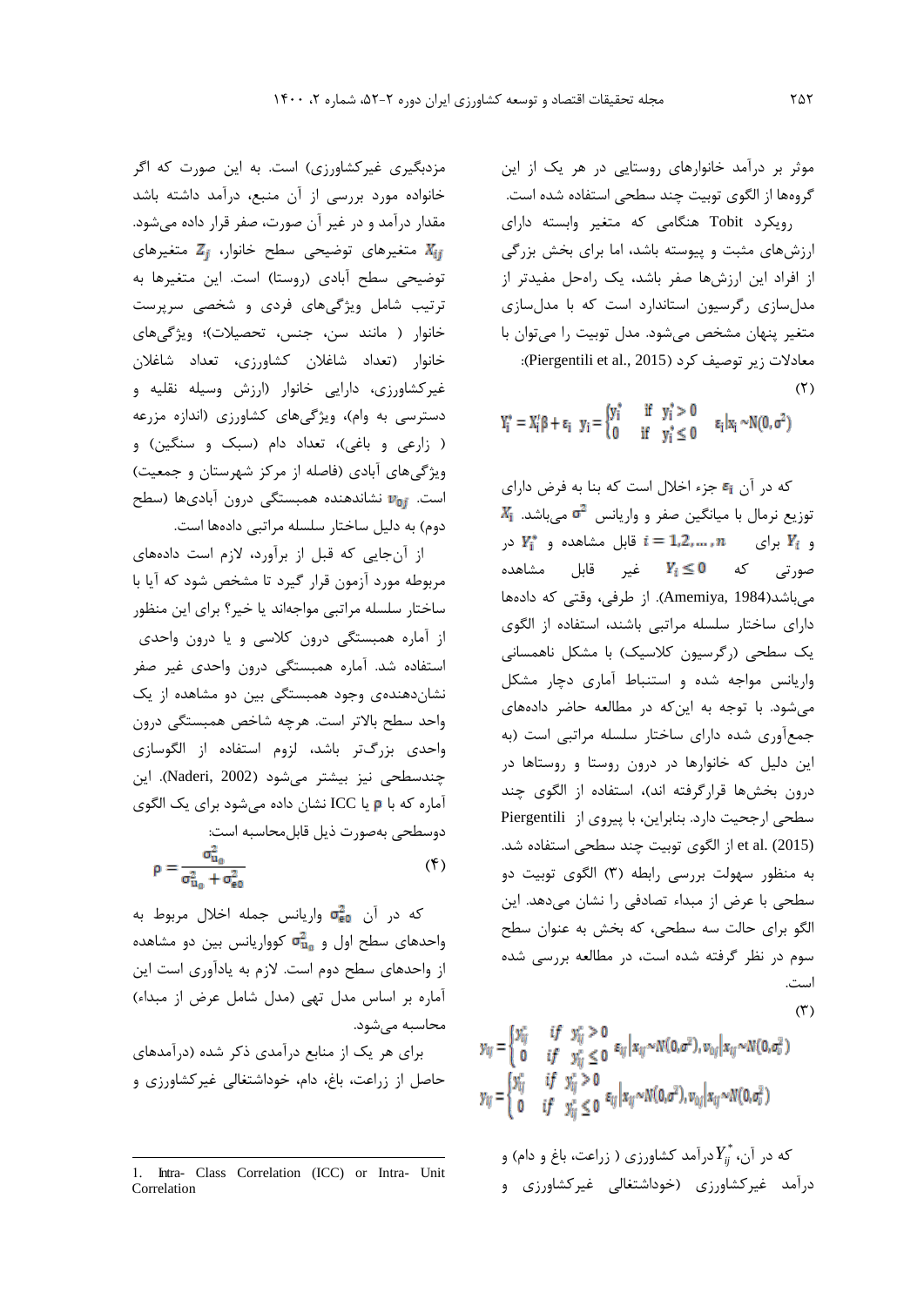موثر بر درآمد خانوارهای روستایی در هر یک از این گروه‌ها از الگوی توبیت چند سطحی استفاده شده است.

رویکرد Tobit هنگامی که متغیر وابسته دارای ارزش‌های مثبت و پیوسته باشد، اما برای بخش بزرگی از افراد این ارزش‌ها صفر باشد، یک راه‌حل مفیدتر از مدل‌سازی رگرسیون استاندارد است که با مدل‌سازی متغیر پنهان مشخص می‌شود. مدل توبیت را می‌توان با معادلات زیر توصیف کرد (Piergentili et al., 2015):

$$Y_i^* = X_i'\beta + \varepsilon_i \quad y_i = \begin{cases} y_i^* & \text{if } y_i^* > 0 \\ 0 & \text{if } y_i^* \leq 0 \end{cases} \quad \varepsilon_i | x_i \sim N(0, \sigma^2) \tag{2}$$

که در آن $\varepsilon_i$ جزء اخلال است که بنا به فرض دارای توزیع نرمال با میانگین صفر و واریانس $\sigma^2$ می‌باشد. $X_i$ و $Y_i$ برای $i = 1,2,\dots,n$ قابل مشاهده و $Y_i^*$ در صورتی که $Y_i \leq 0$ غیر قابل مشاهده می‌باشد(Amemiya, 1984). از طرفی، وقتی که داده‌ها دارای ساختار سلسله مراتبی باشند، استفاده از الگوی یک سطحی (رگرسیون کلاسیک) با مشکل ناهمسانی واریانس مواجه شده و استنباط آماری دچار مشکل می‌شود. با توجه به این‌که در مطالعه حاضر داده‌های جمع‌آوری شده دارای ساختار سلسله مراتبی است (به این دلیل که خانوارها در درون روستا و روستاها در درون بخش‌ها قرارگرفته اند)، استفاده از الگوی چند سطحی ارجحیت دارد. بنابراین، با پیروی از Piergentili et al. (2015) از الگوی توبیت چند سطحی استفاده شد. به منظور سهولت بررسی رابطه (3) الگوی توبیت دو سطحی با عرض از مبداء تصادفی را نشان می‌دهد. این الگو برای حالت سه سطحی، که بخش به عنوان سطح سوم در نظر گرفته شده است، در مطالعه بررسی شده است.

$$y_{ij} = \begin{cases} y_{ij}^* & \text{if } y_{ij}^* > 0 \\ 0 & \text{if } y_{ij}^* \leq 0 \end{cases} \varepsilon_{ij} | x_{ij} \sim N(0, \sigma^2), v_{0j} | x_{ij} \sim N(0, \sigma_v^2) \tag{3}$$

$$y_{ij} = \begin{cases} y_{ij}^* & \text{if } y_{ij}^* > 0 \\ 0 & \text{if } y_{ij}^* \leq 0 \end{cases} \varepsilon_{ij} | x_{ij} \sim N(0, \sigma^2), v_{0j} | x_{ij} \sim N(0, \sigma_v^2)$$

که در آن، $Y_{ij}^*$درآمد کشاورزی ( زراعت، باغ و دام) و درآمد غیرکشاورزی (خوداشتغالی غیرکشاورزی و مزدبگیری غیرکشاورزی) است. به این صورت که اگر خانواده مورد بررسی از آن منبع، درآمد داشته باشد مقدار درآمد و در غیر آن صورت، صفر قرار داده می‌شود. $X_{ij}$ متغیرهای توضیحی سطح خانوار، $Z_j$ متغیرهای توضیحی سطح آبادی (روستا) است. این متغیرها به ترتیب شامل ویژگی‌های فردی و شخصی سرپرست خانوار ( مانند سن، جنس، تحصیلات)؛ ویژگی‌های خانوار (تعداد شاغلان کشاورزی، تعداد شاغلان غیرکشاورزی، دارایی خانوار (ارزش وسیله نقلیه و دسترسی به وام)، ویژگی‌های کشاورزی (اندازه مزرعه ( زارعی و باغی)، تعداد دام (سبک و سنگین) و ویژگی‌های آبادی (فاصله از مرکز شهرستان و جمعیت) است. $v_{0j}$ نشان‌دهنده همبستگی درون آبادی‌ها (سطح دوم) به دلیل ساختار سلسله مراتبی داده‌ها است.

از آن‌جایی که قبل از برآورد، لازم است داده‌های مربوطه مورد آزمون قرار گیرد تا مشخص شود که آیا با ساختار سلسله مراتبی مواجه‌اند یا خیر؟ برای این منظور از آماره همبستگی درون کلاسی و یا درون واحدی[1] استفاده شد. آماره همبستگی درون واحدی غیر صفر نشان‌دهنده‌ی وجود همبستگی بین دو مشاهده از یک واحد سطح بالاتر است. هرچه شاخص همبستگی درون واحدی بزرگ‌تر باشد، لزوم استفاده از الگوسازی چندسطحی نیز بیشتر می‌شود (Naderi, 2002). این آماره که با $\rho$ یا ICC نشان داده می‌شود برای یک الگوی دوسطحی به‌صورت ذیل قابل‌محاسبه است:

$$\rho = \frac{\sigma_{u_0}^2}{\sigma_{u_0}^2 + \sigma_{e0}^2} \tag{4}$$

که در آن $\sigma_{e0}^2$ واریانس جمله اخلال مربوط به واحدهای سطح اول و $\sigma_{u_0}^2$ کوواریانس بین دو مشاهده از واحدهای سطح دوم است. لازم به یادآوری است این آماره بر اساس مدل تهی (مدل شامل عرض از مبداء) محاسبه می‌شود.

برای هر یک از منابع درآمدی ذکر شده (درآمدهای حاصل از زراعت، باغ، دام، خوداشتغالی غیرکشاورزی و

---

1. Intra- Class Correlation (ICC) or Intra- Unit Correlation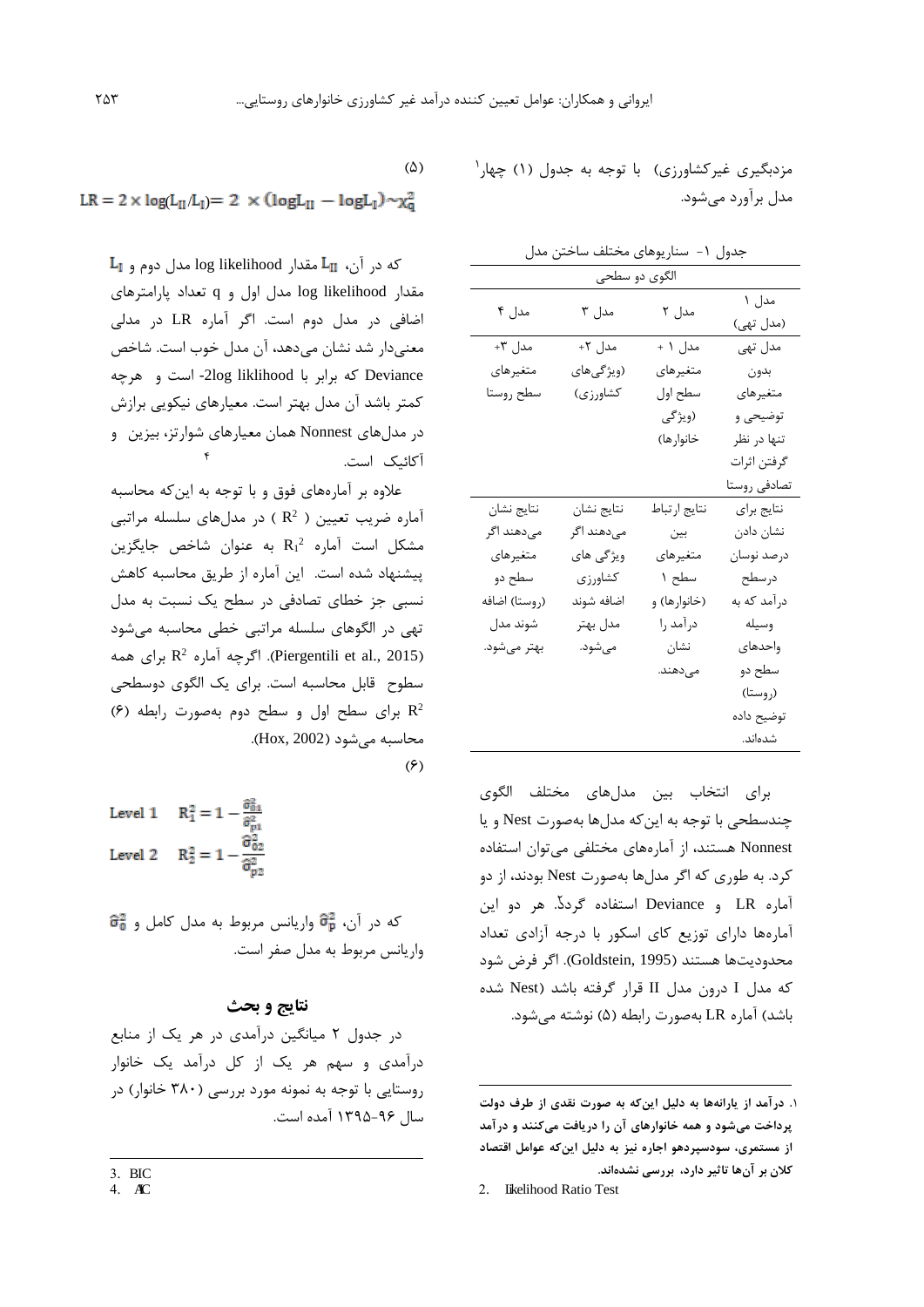مزدبگیری غیرکشاورزی) با توجه به جدول (۱) چهار[1] مدل برآورد می‌شود.

جدول ۱- سناریوهای مختلف ساختن مدل

| الگوی دو سطحی | | | |
|---|---|---|---|
| مدل ۱ (مدل تهی) | مدل ۲ | مدل ۳ | مدل ۴ |
| مدل تهی بدون متغیرهای توضیحی و تنها در نظر گرفتن اثرات تصادفی روستا | مدل ۱ + متغیرهای سطح اول (ویژگی خانوارها) | مدل ۲+ (ویژگی‌های کشاورزی) | مدل ۳+ متغیرهای سطح روستا |
| نتایج برای نشان دادن درصد نوسان درسطح درآمد که به وسیله واحدهای سطح دو (روستا) توضیح داده شده‌اند. | نتایج ارتباط بین متغیرهای سطح ۱ (خانوارها) و درآمد را نشان می‌دهند. | نتایج نشان می‌دهند اگر ویژگی های کشاورزی اضافه شوند مدل بهتر می‌شود. | نتایج نشان می‌دهند اگر متغیرهای سطح دو (روستا) اضافه شوند مدل بهتر می‌شود. |

برای انتخاب بین مدل‌های مختلف الگوی چندسطحی با توجه به این‌که مدل‌ها به‌صورت Nest و یا Nonnest هستند، از آماره‌های مختلفی می‌توان استفاده کرد. به طوری که اگر مدل‌ها به‌صورت Nest بودند، از دو آماره LR[2] و Deviance استفاده گردد. هر دو این آماره‌ها دارای توزیع کای اسکور با درجه آزادی تعداد محدودیت‌ها هستند (Goldstein, 1995). اگر فرض شود که مدل I درون مدل II قرار گرفته باشد (Nest شده باشد) آماره LR به‌صورت رابطه (۵) نوشته می‌شود.

(۵)

$$LR = 2 \times \log(L_{II}/L_{I}) = 2 \times (\log L_{II} - \log L_{I}) \sim \chi^2_q$$

که در آن، $L_{II}$ مقدار log likelihood مدل دوم و $L_{I}$ مقدار log likelihood مدل اول و q تعداد پارامترهای اضافی در مدل دوم است. اگر آماره LR در مدلی معنی‌دار شد نشان می‌دهد، آن مدل خوب است. شاخص Deviance که برابر با 2log liklihood- است و هرچه کمتر باشد آن مدل بهتر است. معیارهای نیکویی برازش در مدل‌های Nonnest همان معیارهای شوارتز، بیزین[3] و آکائیک[4] است.

علاوه بر آماره‌های فوق و با توجه به این‌که محاسبه آماره ضریب تعیین ( $R^2$ ) در مدل‌های سلسله مراتبی مشکل است آماره $R_1^2$ به عنوان شاخص جایگزین پیشنهاد شده است. این آماره از طریق محاسبه کاهش نسبی جز خطای تصادفی در سطح یک نسبت به مدل تهی در الگوهای سلسله مراتبی خطی محاسبه می‌شود (Piergentili et al., 2015). اگرچه آماره $R^2$ برای همه سطوح قابل محاسبه است. برای یک الگوی دوسطحی $R^2$ برای سطح اول و سطح دوم به‌صورت رابطه (۶) محاسبه می‌شود (Hox, 2002).

(۶)

$$\text{Level 1} \quad R_1^2 = 1 - \frac{\hat{\sigma}^2_{\theta 1}}{\hat{\sigma}^2_{p1}}$$

$$\text{Level 2} \quad R_2^2 = 1 - \frac{\hat{\sigma}^2_{\theta 2}}{\hat{\sigma}^2_{p2}}$$

که در آن، $\hat{\sigma}^2_p$ واریانس مربوط به مدل کامل و $\hat{\sigma}^2_\theta$ واریانس مربوط به مدل صفر است.

## نتایج و بحث

در جدول ۲ میانگین درآمدی در هر یک از منابع درآمدی و سهم هر یک از کل درآمد یک خانوار روستایی با توجه به نمونه مورد بررسی (۳۸۰ خانوار) در سال ۹۶-۱۳۹۵ آمده است.

---

**۱. درآمد از یارانه‌ها به دلیل این‌که به صورت نقدی از طرف دولت پرداخت می‌شود و همه خانوارهای آن را دریافت می‌کنند و درآمد از مستمری، سودسپرده‌و اجاره نیز به دلیل این‌که عوامل اقتصاد کلان بر آن‌ها تاثیر دارد، بررسی نشده‌اند.**

2. likelihood Ratio Test

3. BIC

4. AIC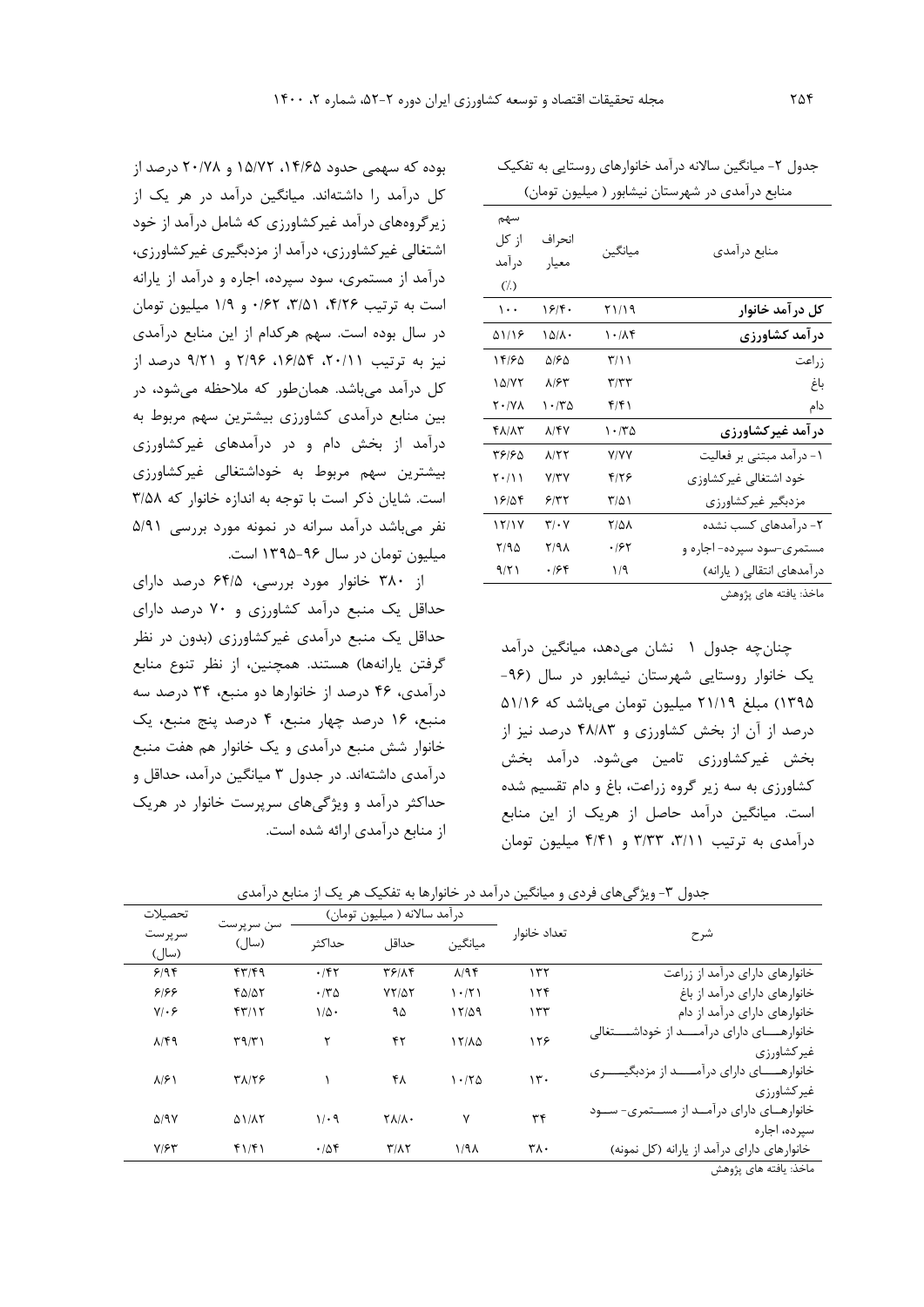جدول ۲- میانگین سالانه درآمد خانوارهای روستایی به تفکیک منابع درآمدی در شهرستان نیشابور ( میلیون تومان)

| منابع درآمدی | میانگین | انحراف معیار | سهم از کل درآمد (٪) |
|---|---|---|---|
| **کل درآمد خانوار** | ۲۱/۱۹ | ۱۶/۴۰ | ۱۰۰ |
| **درآمد کشاورزی** | ۱۰/۸۴ | ۱۵/۸۰ | ۵۱/۱۶ |
| زراعت | ۳/۱۱ | ۵/۶۵ | ۱۴/۶۵ |
| باغ | ۳/۳۳ | ۸/۶۳ | ۱۵/۷۲ |
| دام | ۴/۴۱ | ۱۰/۳۵ | ۲۰/۷۸ |
| **درآمد غیرکشاورزی** | ۱۰/۳۵ | ۸/۴۷ | ۴۸/۸۳ |
| ۱- درآمد مبتنی بر فعالیت | ۷/۷۷ | ۸/۲۲ | ۳۶/۶۵ |
| خود اشتغالی غیرکشاوزی | ۴/۲۶ | ۷/۳۷ | ۲۰/۱۱ |
| مزدبگیر غیرکشاورزی | ۳/۵۱ | ۶/۳۲ | ۱۶/۵۴ |
| ۲- درآمدهای کسب نشده | ۲/۵۸ | ۳/۰۷ | ۱۲/۱۷ |
| مستمری-سود سپرده- اجاره و | ۰/۶۲ | ۲/۹۸ | ۲/۹۵ |
| درآمدهای انتقالی ( یارانه) | ۱/۹ | ۰/۶۴ | ۹/۲۱ |

ماخذ: یافته های پژوهش

چنان‌چه جدول ۱ نشان می‌دهد، میانگین درآمد یک خانوار روستایی شهرستان نیشابور در سال (۹۶-۱۳۹۵) مبلغ ۲۱/۱۹ میلیون تومان می‌باشد که ۵۱/۱۶ درصد از آن از بخش کشاورزی و ۴۸/۸۳ درصد نیز از بخش غیرکشاورزی تامین می‌شود. درآمد بخش کشاورزی به سه زیر گروه زراعت، باغ و دام تقسیم شده است. میانگین درآمد حاصل از هریک از این منابع درآمدی به ترتیب ۳/۱۱، ۳/۳۳ و ۴/۴۱ میلیون تومان بوده که سهمی حدود ۱۴/۶۵، ۱۵/۷۲ و ۲۰/۷۸ درصد از کل درآمد را داشته‌اند. میانگین درآمد در هر یک از زیرگروه‌های درآمد غیرکشاورزی که شامل درآمد از خود اشتغالی غیرکشاورزی، درآمد از مزدبگیری غیرکشاورزی، درآمد از مستمری، سود سپرده، اجاره و درآمد از یارانه است به ترتیب ۴/۲۶، ۳/۵۱، ۰/۶۲ و ۱/۹ میلیون تومان در سال بوده است. سهم هرکدام از این منابع درآمدی نیز به ترتیب ۲۰/۱۱، ۱۶/۵۴، ۲/۹۶ و ۹/۲۱ درصد از کل درآمد می‌باشد. همان‌طور که ملاحظه می‌شود، در بین منابع درآمدی کشاورزی بیشترین سهم مربوط به درآمد از بخش دام و در درآمدهای غیرکشاورزی بیشترین سهم مربوط به خوداشتغالی غیرکشاورزی است. شایان ذکر است با توجه به اندازه خانوار که ۳/۵۸ نفر می‌باشد درآمد سرانه در نمونه مورد بررسی ۵/۹۱ میلیون تومان در سال ۹۶-۱۳۹۵ است.

از ۳۸۰ خانوار مورد بررسی، ۶۴/۵ درصد دارای حداقل یک منبع درآمد کشاورزی و ۷۰ درصد دارای حداقل یک منبع درآمدی غیرکشاورزی (بدون در نظر گرفتن یارانه‌ها) هستند. همچنین، از نظر تنوع منابع درآمدی، ۴۶ درصد از خانوارها دو منبع، ۳۴ درصد سه منبع، ۱۶ درصد چهار منبع، ۴ درصد پنج منبع، یک خانوار شش منبع درآمدی و یک خانوار هم هفت منبع درآمدی داشته‌اند. در جدول ۳ میانگین درآمد، حداقل و حداکثر درآمد و ویژگی‌های سرپرست خانوار در هریک از منابع درآمدی ارائه شده است.

جدول ۳- ویژگی‌های فردی و میانگین درآمد در خانوارها به تفکیک هر یک از منابع درآمدی

| شرح | تعداد خانوار | درآمد سالانه ( میلیون تومان) | | | سن سرپرست (سال) | تحصیلات سرپرست (سال) |
|---|---|---|---|---|---|---|
| | | میانگین | حداقل | حداکثر | | |
| خانوارهای دارای درآمد از زراعت | ۱۳۲ | ۸/۹۴ | ۳۶/۸۴ | ۰/۴۲ | ۴۳/۴۹ | ۶/۹۴ |
| خانوارهای دارای درآمد از باغ | ۱۲۴ | ۱۰/۲۱ | ۷۲/۵۲ | ۰/۳۵ | ۴۵/۵۲ | ۶/۶۶ |
| خانوارهای دارای درآمد از دام | ۱۳۳ | ۱۲/۵۹ | ۹۵ | ۱/۵۰ | ۴۳/۱۲ | ۷/۰۶ |
| خانوارهای دارای درآمد از خوداشتغالی غیرکشاورزی | ۱۲۶ | ۱۲/۸۵ | ۴۲ | ۲ | ۳۹/۳۱ | ۸/۴۹ |
| خانوارهای دارای درآمد از مزدبگیری غیرکشاورزی | ۱۳۰ | ۱۰/۲۵ | ۴۸ | ۱ | ۳۸/۲۶ | ۸/۶۱ |
| خانوارهای دارای درآمد از مستمری- سود سپرده، اجاره | ۳۴ | ۷ | ۲۸/۸۰ | ۱/۰۹ | ۵۱/۸۲ | ۵/۹۷ |
| خانوارهای دارای درآمد از یارانه (کل نمونه) | ۳۸۰ | ۱/۹۸ | ۳/۸۲ | ۰/۵۴ | ۴۱/۴۱ | ۷/۶۳ |

ماخذ: یافته های پژوهش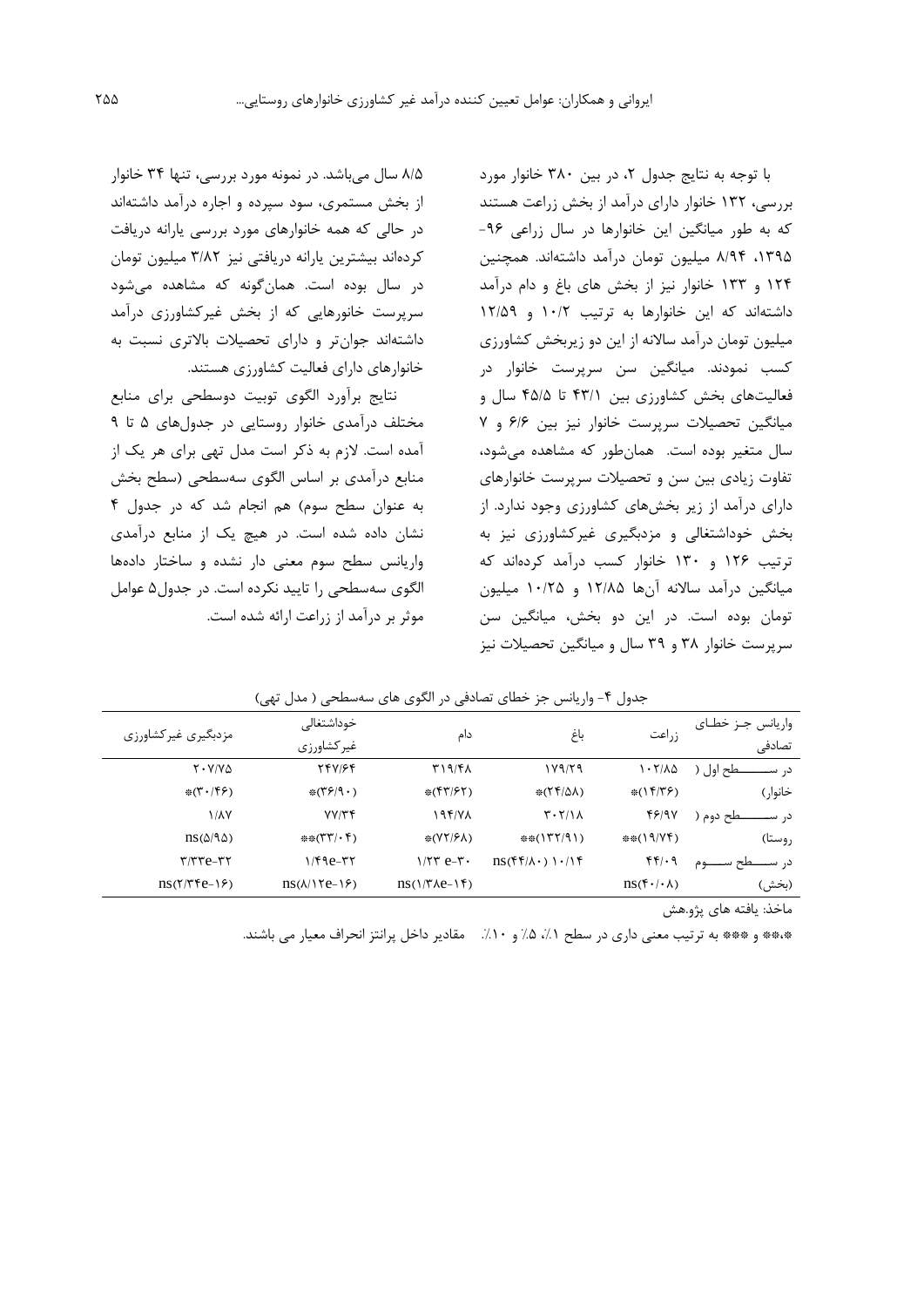با توجه به نتایج جدول ۲، در بین ۳۸۰ خانوار مورد بررسی، ۱۳۲ خانوار دارای درآمد از بخش زراعت هستند که به طور میانگین این خانوارها در سال زراعی ۹۶-۱۳۹۵، ۸/۹۴ میلیون تومان درآمد داشته‌اند. همچنین ۱۲۴ و ۱۳۳ خانوار نیز از بخش های باغ و دام درآمد داشته‌اند که این خانوارها به ترتیب ۱۰/۲ و ۱۲/۵۹ میلیون تومان درآمد سالانه از این دو زیربخش کشاورزی کسب نمودند. میانگین سن سرپرست خانوار در فعالیت‌های بخش کشاورزی بین ۴۳/۱ تا ۴۵/۵ سال و میانگین تحصیلات سرپرست خانوار نیز بین ۶/۶ و ۷ سال متغیر بوده است. همان‌طور که مشاهده می‌شود، تفاوت زیادی بین سن و تحصیلات سرپرست خانوارهای دارای درآمد از زیر بخش‌های کشاورزی وجود ندارد. از بخش خوداشتغالی و مزدبگیری غیرکشاورزی نیز به ترتیب ۱۲۶ و ۱۳۰ خانوار کسب درآمد کرده‌اند که میانگین درآمد سالانه آن‌ها ۱۲/۸۵ و ۱۰/۲۵ میلیون تومان بوده است. در این دو بخش، میانگین سن سرپرست خانوار ۳۸ و ۳۹ سال و میانگین تحصیلات نیز ۸/۵ سال می‌باشد. در نمونه مورد بررسی، تنها ۳۴ خانوار از بخش مستمری، سود سپرده و اجاره درآمد داشته‌اند در حالی که همه خانوارهای مورد بررسی یارانه دریافت کرده‌اند بیشترین یارانه دریافتی نیز ۳/۸۲ میلیون تومان در سال بوده است. همان‌گونه که مشاهده می‌شود سرپرست خانورهایی که از بخش غیرکشاورزی درآمد داشته‌اند جوان‌تر و دارای تحصیلات بالاتری نسبت به خانوارهای دارای فعالیت کشاورزی هستند.

نتایج برآورد الگوی توبیت دوسطحی برای منابع مختلف درآمدی خانوار روستایی در جدول‌های ۵ تا ۹ آمده است. لازم به ذکر است مدل تهی برای هر یک از منابع درآمدی بر اساس الگوی سه‌سطحی (سطح بخش به عنوان سطح سوم) هم انجام شد که در جدول ۴ نشان داده شده است. در هیچ یک از منابع درآمدی واریانس سطح سوم معنی دار نشده و ساختار داده‌ها الگوی سه‌سطحی را تایید نکرده است. در جدول۵ عوامل موثر بر درآمد از زراعت ارائه شده است.

جدول ۴- واریانس جز خطای تصادفی در الگوی های سه‌سطحی ( مدل تهی)

| واریانس جز خطای تصادفی | زراعت | باغ | دام | خوداشتغالی غیرکشاورزی | مزدبگیری غیرکشاورزی |
|---|---|---|---|---|---|
| در سطح اول ( خانوار) | ۱۰۲/۸۵<br>*(۱۴/۳۶) | ۱۷۹/۲۹<br>*(۲۴/۵۸) | ۳۱۹/۴۸<br>*(۴۳/۶۲) | ۲۴۷/۶۴<br>*(۳۶/۹۰) | ۲۰۷/۷۵<br>*(۳۰/۴۶) |
| در سطح دوم ( روستا) | ۴۶/۹۷<br>**(۱۹/۷۴) | ۳۰۲/۱۸<br>**(۱۳۲/۹۱) | ۱۹۴/۷۸<br>*(۷۲/۶۸) | ۷۷/۳۴<br>**(۳۳/۰۴) | ۱/۸۷<br>ns(۵/۹۵) |
| در سطح سوم (بخش) | ۴۴/۰۹<br>ns(۴۰/۰۸) | ns(۴۴/۸۰) ۱۰/۱۴ | ۱/۲۳ e-۳۰<br>ns(۱/۳۸e-۱۴) | ۱/۴۹e-۳۲<br>ns(۸/۱۲e-۱۶) | ۳/۳۳e-۳۲<br>ns(۲/۳۴e-۱۶) |

ماخذ: یافته های پژوهش

*،** و *** به ترتیب معنی داری در سطح ۱٪، ۵٪ و ۱۰٪. مقادیر داخل پرانتز انحراف معیار می باشند.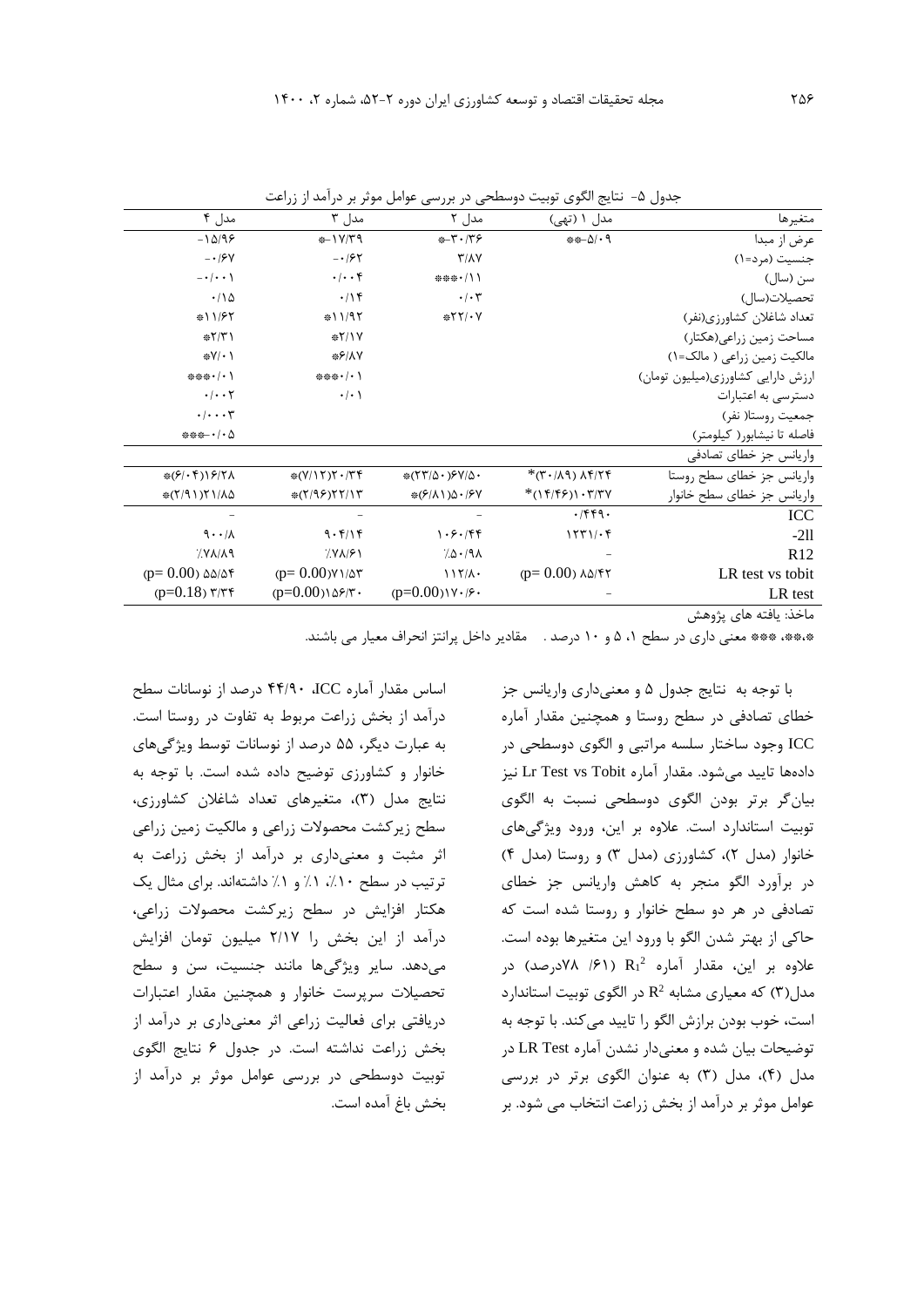جدول ۵- نتایج الگوی توبیت دوسطحی در بررسی عوامل موثر بر درآمد از زراعت

| متغیرها | مدل ۱ (تهی) | مدل ۲ | مدل ۳ | مدل ۴ |
|---|---|---|---|---|
| عرض از مبدا | **-۵/۰۹ | *-۳۰/۳۶ | *-۱۷/۳۹ | -۱۵/۹۶ |
| جنسیت (مرد=۱) | | ۳/۸۷ | -۰/۶۲ | -۰/۶۷ |
| سن (سال) | | ***۰/۱۱ | ۰/۰۰۴ | -۰/۰۰۱ |
| تحصیلات(سال) | | ۰/۰۳ | ۰/۱۴ | ۰/۱۵ |
| تعداد شاغلان کشاورزی(نفر) | | *۲۲/۰۷ | *۱۱/۹۲ | *۱۱/۶۲ |
| مساحت زمین زراعی(هکتار) | | | *۲/۱۷ | *۲/۳۱ |
| مالکیت زمین زراعی ( مالک=۱) | | | *۶/۸۷ | *۷/۰۱ |
| ارزش دارایی کشاورزی(میلیون تومان) | | | ***۰/۰۱ | ***۰/۰۱ |
| دسترسی به اعتبارات | | | ۰/۰۱ | ۰/۰۰۲ |
| جمعیت روستا( نفر) | | | | ۰/۰۰۰۳ |
| فاصله تا نیشابور( کیلومتر) | | | | ***-۰/۰۵ |
| واریانس جز خطای تصادفی | | | | |
| واریانس جز خطای سطح روستا | *(۳۰/۸۹) ۸۴/۲۴ | *(۲۳/۵۰)۶۷/۵۰ | *(۷/۱۲)۲۰/۳۴ | *(۶/۰۴)۱۶/۲۸ |
| واریانس جز خطای سطح خانوار | *(۱۴/۴۶)۱۰۳/۳۷ | *(۶/۸۱)۵۰/۶۷ | *(۲/۹۶)۲۲/۱۳ | *(۲/۹۱)۲۱/۸۵ |
| ICC | ۰/۴۴۹۰ | – | – | – |
| -2ll | ۱۲۳۱/۰۴ | ۱۰۶۰/۴۴ | ۹۰۴/۱۴ | ۹۰۰/۸ |
| R12 | – | ٪۵۰/۹۸ | ٪۷۸/۶۱ | ٪۷۸/۸۹ |
| LR test vs tobit | (p= 0.00) ۸۵/۴۲ | ۱۱۲/۸۰ | (p= 0.00)۷۱/۵۳ | (p= 0.00) ۵۵/۵۴ |
| LR test | – | (p=0.00)۱۷۰/۶۰ | (p=0.00)۱۵۶/۳۰ | (p=0.18) ۳/۳۴ |

ماخذ: یافته های پژوهش

*،**، *** معنی داری در سطح ۱، ۵ و ۱۰ درصد . مقادیر داخل پرانتز انحراف معیار می باشند.

با توجه به نتایج جدول ۵ و معنی‌داری واریانس جز خطای تصادفی در سطح روستا و همچنین مقدار آماره ICC وجود ساختار سلسه مراتبی و الگوی دوسطحی در داده‌ها تایید می‌شود. مقدار آماره Lr Test vs Tobit نیز بیان‌گر برتر بودن الگوی دوسطحی نسبت به الگوی توبیت استاندارد است. علاوه بر این، ورود ویژگی‌های خانوار (مدل ۲)، کشاورزی (مدل ۳) و روستا (مدل ۴) در برآورد الگو منجر به کاهش واریانس جز خطای تصادفی در هر دو سطح خانوار و روستا شده است که حاکی از بهتر شدن الگو با ورود این متغیرها بوده است. علاوه بر این، مقدار آماره $R_1^2$ (۶۱/ ۷۸درصد) در مدل(۳) که معیاری مشابه $R^2$ در الگوی توبیت استاندارد است، خوب بودن برازش الگو را تایید می‌کند. با توجه به توضیحات بیان شده و معنی‌دار نشدن آماره LR Test در مدل (۴)، مدل (۳) به عنوان الگوی برتر در بررسی عوامل موثر بر درآمد از بخش زراعت انتخاب می شود. بر اساس مقدار آماره ICC، ۴۴/۹۰ درصد از نوسانات سطح درآمد از بخش زراعت مربوط به تفاوت در روستا است. به عبارت دیگر، ۵۵ درصد از نوسانات توسط ویژگی‌های خانوار و کشاورزی توضیح داده شده است. با توجه به نتایج مدل (۳)، متغیرهای تعداد شاغلان کشاورزی، سطح زیرکشت محصولات زراعی و مالکیت زمین زراعی اثر مثبت و معنی‌داری بر درآمد از بخش زراعت به ترتیب در سطح ۱۰٪، ۱٪ و ۱٪ داشته‌اند. برای مثال یک هکتار افزایش در سطح زیرکشت محصولات زراعی، درآمد از این بخش را ۲/۱۷ میلیون تومان افزایش می‌دهد. سایر ویژگی‌ها مانند جنسیت، سن و سطح تحصیلات سرپرست خانوار و همچنین مقدار اعتبارات دریافتی برای فعالیت زراعی اثر معنی‌داری بر درآمد از بخش زراعت نداشته است. در جدول ۶ نتایج الگوی توبیت دوسطحی در بررسی عوامل موثر بر درآمد از بخش باغ آمده است.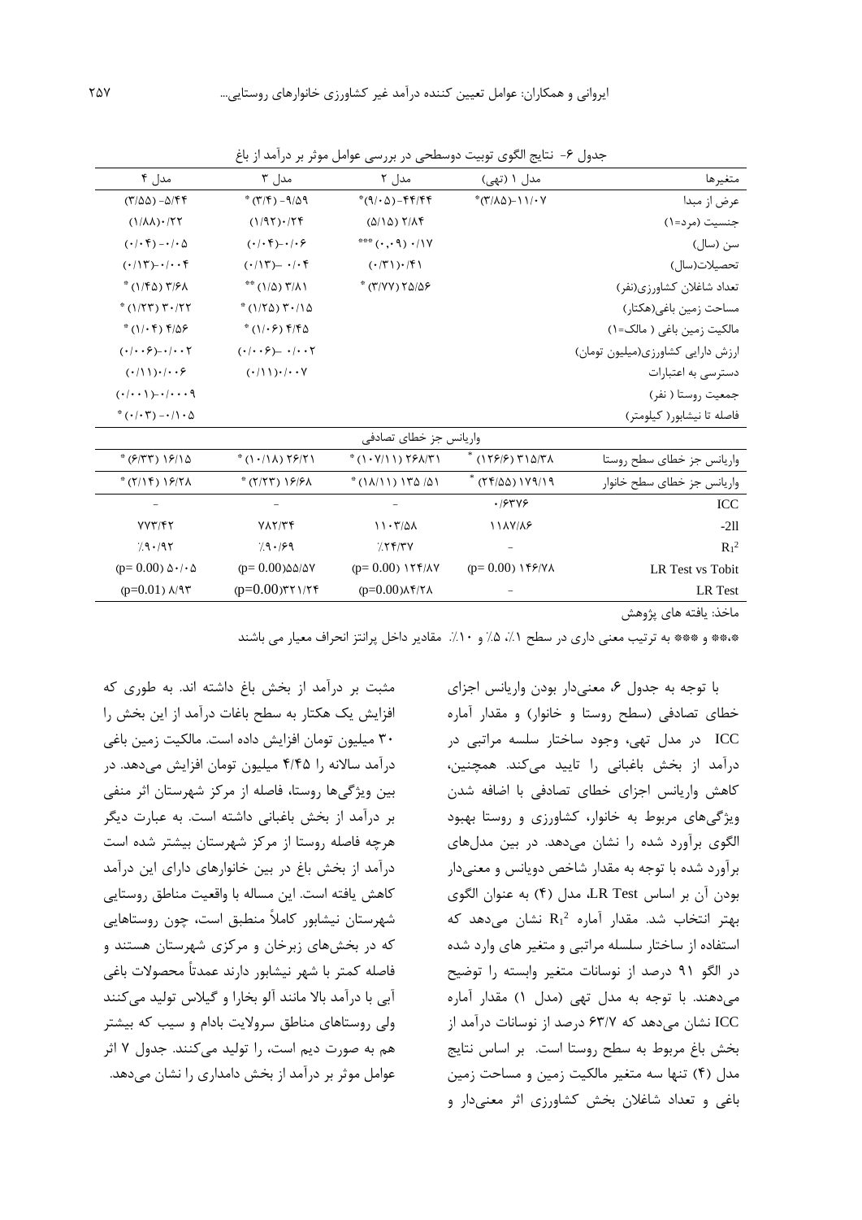جدول ۶- نتایج الگوی توبیت دوسطحی در بررسی عوامل موثر بر درآمد از باغ

| متغیرها | مدل ۱ (تهی) | مدل ۲ | مدل ۳ | مدل ۴ |
|---|---|---|---|---|
| عرض از مبدا | *(۳/۸۵)-۱۱/۰۷ | *(۹/۰۵)-۴۴/۴۴ | * (۳/۴) -۹/۵۹ | (۳/۵۵) -۵/۴۴ |
| جنسیت (مرد=۱) | | (۵/۱۵) ۲/۸۴ | (۱/۹۲)۰/۲۴ | (۱/۸۸)۰/۲۲ |
| سن (سال) | | *** (۰،۰۹) ۰/۱۷ | (۰/۰۴)-۰/۰۶ | (۰/۰۴) -۰/۰۵ |
| تحصیلات(سال) | | (۰/۳۱)۰/۴۱ | (۰/۱۳)– ۰/۰۴ | (۰/۱۳)-۰/۰۰۴ |
| تعداد شاغلان کشاورزی(نفر) | | * (۳/۷۷) ۲۵/۵۶ | ** (۱/۵) ۳/۸۱ | * (۱/۴۵) ۳/۶۸ |
| مساحت زمین باغی(هکتار) | | | * (۱/۲۵) ۳۰/۱۵ | * (۱/۲۳) ۳۰/۲۲ |
| مالکیت زمین باغی ( مالک=۱) | | | * (۱/۰۶) ۴/۴۵ | * (۱/۰۴) ۴/۵۶ |
| ارزش دارایی کشاورزی(میلیون تومان) | | | (۰/۰۰۶)– ۰/۰۰۲ | (۰/۰۰۶)-۰/۰۰۲ |
| دسترسی به اعتبارات | | | (۰/۱۱)۰/۰۰۷ | (۰/۱۱)۰/۰۰۶ |
| جمعیت روستا ( نفر) | | | | (۰/۰۰۱)-۰/۰۰۰۹ |
| فاصله تا نیشابور( کیلومتر) | | | | * (۰/۰۳) -۰/۱۰۵ |
| واریانس جز خطای تصادفی | | | | |
| واریانس جز خطای سطح روستا | * (۱۲۶/۶) ۳۱۵/۳۸ | * (۱۰۷/۱۱) ۲۶۸/۳۱ | * (۱۰/۱۸) ۲۶/۲۱ | * (۶/۳۳) ۱۶/۱۵ |
| واریانس جز خطای سطح خانوار | * (۲۴/۵۵) ۱۷۹/۱۹ | * (۱۸/۱۱) ۱۳۵ /۵۱ | * (۲/۲۳) ۱۶/۶۸ | * (۲/۱۴) ۱۶/۲۸ |
| ICC | ۰/۶۳۷۶ | – | – | – |
| -2ll | ۱۱۸۷/۸۶ | ۱۱۰۳/۵۸ | ۷۸۲/۳۴ | ۷۷۳/۴۲ |
| $R_1^2$ | – | ٪۲۴/۳۷ | ٪۹۰/۶۹ | ٪۹۰/۹۲ |
| LR Test vs Tobit | (p= 0.00) ۱۴۶/۷۸ | (p= 0.00) ۱۲۴/۸۷ | (p= 0.00)۵۵/۵۷ | (p= 0.00) ۵۰/۰۵ |
| LR Test | – | (p=0.00)۸۴/۲۸ | (p=0.00)۳۲۱/۲۴ | (p=0.01) ۸/۹۳ |

ماخذ: یافته های پژوهش

*،** و *** به ترتیب معنی داری در سطح ۱٪، ۵٪ و ۱۰٪. مقادیر داخل پرانتز انحراف معیار می باشند

با توجه به جدول ۶، معنی‌دار بودن واریانس اجزای خطای تصادفی (سطح روستا و خانوار) و مقدار آماره ICC در مدل تهی، وجود ساختار سلسله مراتبی در درآمد از بخش باغبانی را تایید می‌کند. همچنین، کاهش واریانس اجزای خطای تصادفی با اضافه شدن ویژگی‌های مربوط به خانوار، کشاورزی و روستا بهبود الگوی برآورد شده را نشان می‌دهد. در بین مدل‌های برآورد شده با توجه به مقدار شاخص دویانس و معنی‌دار بودن آن بر اساس LR Test، مدل (۴) به عنوان الگوی بهتر انتخاب شد. مقدار آماره $R_1^2$ نشان می‌دهد که استفاده از ساختار سلسله مراتبی و متغیر های وارد شده در الگو ۹۱ درصد از نوسانات متغیر وابسته را توضیح می‌دهند. با توجه به مدل تهی (مدل ۱) مقدار آماره ICC نشان می‌دهد که ۶۳/۷ درصد از نوسانات درآمد از بخش باغ مربوط به سطح روستا است. بر اساس نتایج مدل (۴) تنها سه متغیر مالکیت زمین و مساحت زمین باغی و تعداد شاغلان بخش کشاورزی اثر معنی‌دار و مثبت بر درآمد از بخش باغ داشته اند. به طوری که افزایش یک هکتار به سطح باغات درآمد از این بخش را ۳۰ میلیون تومان افزایش داده است. مالکیت زمین باغی درآمد سالانه را ۴/۴۵ میلیون تومان افزایش می‌دهد. در بین ویژگی‌ها روستا، فاصله از مرکز شهرستان اثر منفی بر درآمد از بخش باغبانی داشته است. به عبارت دیگر هرچه فاصله روستا از مرکز شهرستان بیشتر شده است درآمد از بخش باغ در بین خانوارهای دارای این درآمد کاهش یافته است. این مساله با واقعیت مناطق روستایی شهرستان نیشابور کاملاً منطبق است، چون روستاهایی که در بخش‌های زبرخان و مرکزی شهرستان هستند و فاصله کمتر با شهر نیشابور دارند عمدتاً محصولات باغی آبی با درآمد بالا مانند آلو بخارا و گیلاس تولید می‌کنند ولی روستاهای مناطق سرولایت بادام و سیب که بیشتر هم به صورت دیم است، را تولید می‌کنند. جدول ۷ اثر عوامل موثر بر درآمد از بخش دامداری را نشان می‌دهد.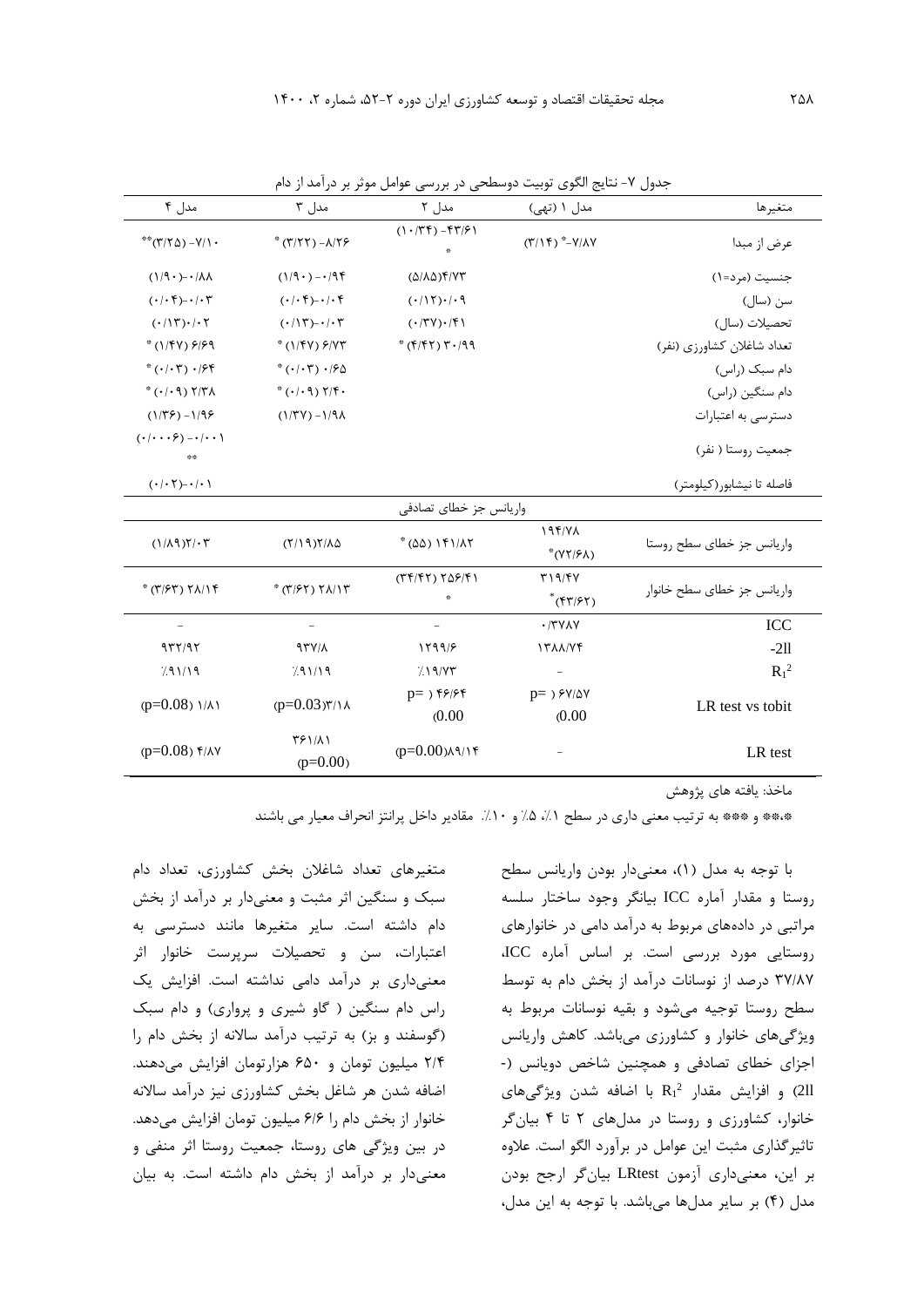جدول ۷- نتایج الگوی توبیت دوسطحی در بررسی عوامل موثر بر درآمد از دام

| متغیرها | مدل ۱ (تهی) | مدل ۲ | مدل ۳ | مدل ۴ |
|---|---|---|---|---|
| عرض از مبدا | (۳/۱۴) *-۷/۸۷ | (۱۰/۳۴) -۴۳/۶۱ * | * (۳/۲۲) -۸/۲۶ | **(۳/۲۵) -۷/۱۰ |
| جنسیت (مرد=۱) | | (۵/۸۵)۴/۷۳ | (۱/۹۰) -۰/۹۴ | (۱/۹۰)-۰/۸۸ |
| سن (سال) | | (۰/۱۲)۰/۰۹ | (۰/۰۴)-۰/۰۴ | (۰/۰۴)-۰/۰۳ |
| تحصیلات (سال) | | (۰/۳۷)۰/۴۱ | (۰/۱۳)-۰/۰۳ | (۰/۱۳)۰/۰۲ |
| تعداد شاغلان کشاورزی (نفر) | | * (۴/۴۲) ۳۰/۹۹ | * (۱/۴۷) ۶/۷۳ | * (۱/۴۷) ۶/۶۹ |
| دام سبک (راس) | | | * (۰/۰۳) ۰/۶۵ | * (۰/۰۳) ۰/۶۴ |
| دام سنگین (راس) | | | * (۰/۰۹) ۲/۴۰ | * (۰/۰۹) ۲/۳۸ |
| دسترسی به اعتبارات | | | (۱/۳۷) -۱/۹۸ | (۱/۳۶) -۱/۹۶ |
| جمعیت روستا ( نفر) | | | | (۰/۰۰۰۶) -۰/۰۰۱ ** |
| فاصله تا نیشابور(کیلومتر) | | | | (۰/۰۲)-۰/۰۱ |
| واریانس جز خطای تصادفی | | | | |
| واریانس جز خطای سطح روستا | ۱۹۴/۷۸ *(۷۲/۶۸) | * (۵۵) ۱۴۱/۸۲ | (۲/۱۹)۲/۸۵ | (۱/۸۹)۲/۰۳ |
| واریانس جز خطای سطح خانوار | ۳۱۹/۴۷ *(۴۳/۶۲) | (۳۴/۴۲) ۲۵۶/۴۱ * | * (۳/۶۲) ۲۸/۱۳ | * (۳/۶۳) ۲۸/۱۴ |
| ICC | ۰/۳۷۸۷ | - | - | - |
| -2ll | ۱۳۸۸/۷۴ | ۱۲۹۹/۶ | ۹۳۷/۸ | ۹۳۲/۹۲ |
| $R_1^2$ | - | ٪۱۹/۷۳ | ٪۹۱/۱۹ | ٪۹۱/۱۹ |
| LR test vs tobit | p= ) ۶۷/۵۷ (0.00 | p= ) ۴۶/۶۴ (0.00 | (p=0.03)۳/۱۸ | (p=0.08) ۱/۸۱ |
| LR test | - | (p=0.00)۸۹/۱۴ | ۳۶۱/۸۱ (p=0.00) | (p=0.08) ۴/۸۷ |

ماخذ: یافته های پژوهش

*،** و *** به ترتیب معنی داری در سطح ۱٪، ۵٪ و ۱۰٪. مقادیر داخل پرانتز انحراف معیار می باشند

با توجه به مدل (۱)، معنی‌دار بودن واریانس سطح روستا و مقدار آماره ICC بیانگر وجود ساختار سلسله مراتبی در داده‌های مربوط به درآمد دامی در خانوارهای روستایی مورد بررسی است. بر اساس آماره ICC، ۳۷/۸۷ درصد از نوسانات درآمد از بخش دام به توسط سطح روستا توجیه می‌شود و بقیه نوسانات مربوط به ویژگی‌های خانوار و کشاورزی می‌باشد. کاهش واریانس اجزای خطای تصادفی و همچنین شاخص دویانس (-2ll) و افزایش مقدار $R_1^2$ با اضافه شدن ویژگی‌های خانوار، کشاورزی و روستا در مدل‌های ۲ تا ۴ بیان‌گر تاثیرگذاری مثبت این عوامل در برآورد الگو است. علاوه بر این، معنی‌داری آزمون LRtest بیان‌گر ارجح بودن مدل (۴) بر سایر مدل‌ها می‌باشد. با توجه به این مدل، متغیرهای تعداد شاغلان بخش کشاورزی، تعداد دام سبک و سنگین اثر مثبت و معنی‌دار بر درآمد از بخش دام داشته است. سایر متغیرها مانند دسترسی به اعتبارات، سن و تحصیلات سرپرست خانوار اثر معنی‌داری بر درآمد دامی نداشته است. افزایش یک راس دام سنگین ( گاو شیری و پرواری) و دام سبک (گوسفند و بز) به ترتیب درآمد سالانه از بخش دام را ۲/۴ میلیون تومان و ۶۵۰ هزارتومان افزایش می‌دهند. اضافه شدن هر شاغل بخش کشاورزی نیز درآمد سالانه خانوار از بخش دام را ۶/۶ میلیون تومان افزایش می‌دهد. در بین ویژگی های روستا، جمعیت روستا اثر منفی و معنی‌دار بر درآمد از بخش دام داشته است. به بیان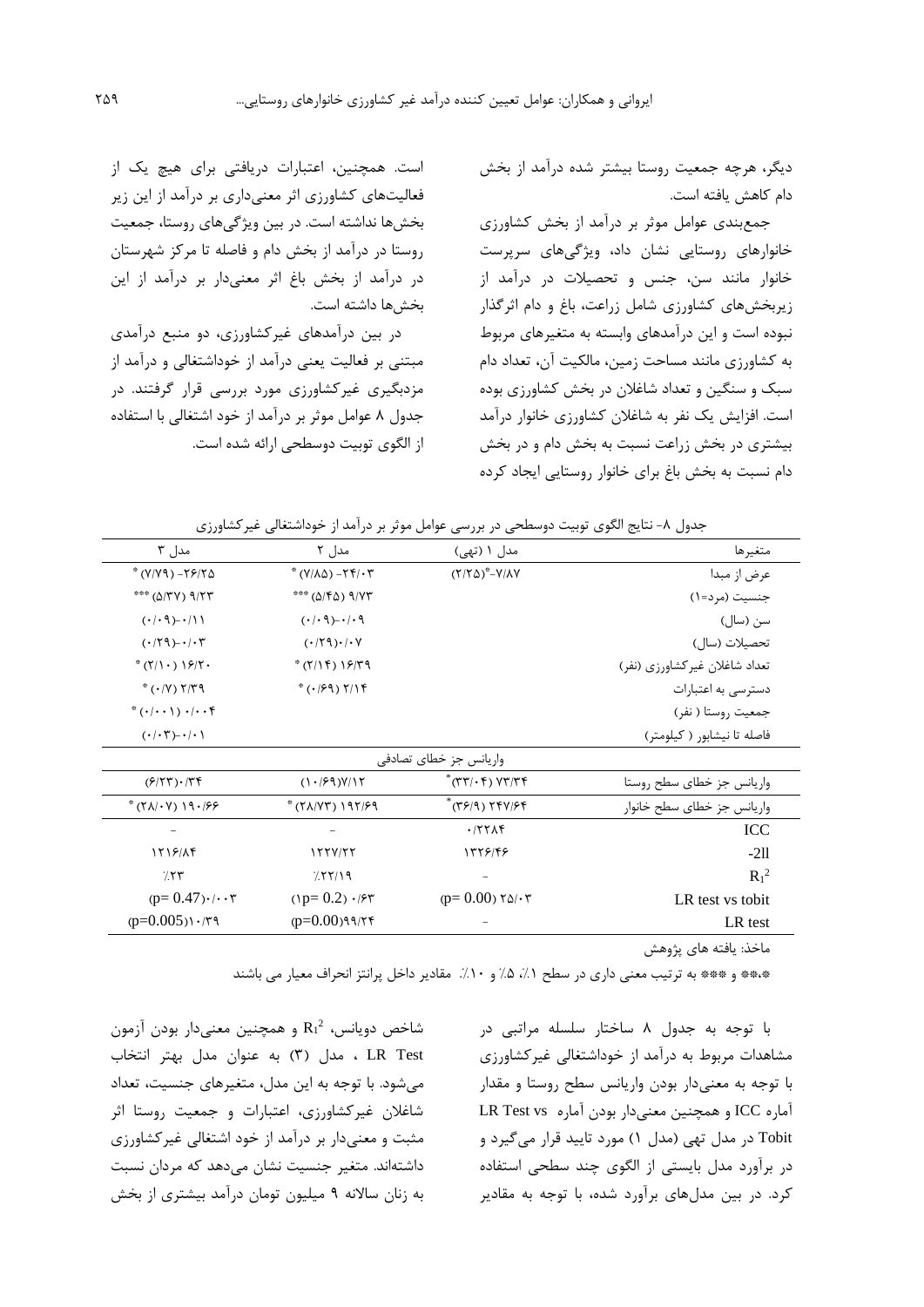دیگر، هرچه جمعیت روستا بیشتر شده درآمد از بخش دام کاهش یافته است.

جمع‌بندی عوامل موثر بر درآمد از بخش کشاورزی خانوارهای روستایی نشان داد، ویژگی‌های سرپرست خانوار مانند سن، جنس و تحصیلات در درآمد از زیربخش‌های کشاورزی شامل زراعت، باغ و دام اثرگذار نبوده است و این درآمدهای وابسته به متغیرهای مربوط به کشاورزی مانند مساحت زمین، مالکیت آن، تعداد دام سبک و سنگین و تعداد شاغلان در بخش کشاورزی بوده است. افزایش یک نفر به شاغلان کشاورزی خانوار درآمد بیشتری در بخش زراعت نسبت به بخش دام و در بخش دام نسبت به بخش باغ برای خانوار روستایی ایجاد کرده است. همچنین، اعتبارات دریافتی برای هیچ یک از فعالیت‌های کشاورزی اثر معنی‌داری بر درآمد از این زیر بخش‌ها نداشته است. در بین ویژگی‌های روستا، جمعیت روستا در درآمد از بخش دام و فاصله تا مرکز شهرستان در درآمد از بخش باغ اثر معنی‌دار بر درآمد از این بخش‌ها داشته است.

در بین درآمدهای غیرکشاورزی، دو منبع درآمدی مبتنی بر فعالیت یعنی درآمد از خوداشتغالی و درآمد از مزدبگیری غیرکشاورزی مورد بررسی قرار گرفتند. در جدول ۸ عوامل موثر بر درآمد از خود اشتغالی با استفاده از الگوی توبیت دوسطحی ارائه شده است.

جدول ۸- نتایج الگوی توبیت دوسطحی در بررسی عوامل موثر بر درآمد از خوداشتغالی غیرکشاورزی

| متغیرها | مدل ۱ (تهی) | مدل ۲ | مدل ۳ |
|---|---|---|---|
| عرض از مبدا | (۲/۲۵)*-۷/۸۷ | * (۷/۸۵) -۲۴/۰۳ | * (۷/۷۹) -۲۶/۲۵ |
| جنسیت (مرد=۱) | | *** (۵/۴۵) ۹/۷۳ | *** (۵/۳۷) ۹/۲۳ |
| سن (سال) | | (۰/۰۹)-۰/۰۹ | (۰/۰۹)-۰/۱۱ |
| تحصیلات (سال) | | (۰/۲۹)۰/۰۷ | (۰/۲۹)-۰/۰۳ |
| تعداد شاغلان غیرکشاورزی (نفر) | | * (۲/۱۴) ۱۶/۳۹ | * (۲/۱۰) ۱۶/۲۰ |
| دسترسی به اعتبارات | | * (۰/۶۹) ۲/۱۴ | * (۰/۷) ۲/۳۹ |
| جمعیت روستا ( نفر) | | | * (۰/۰۰۱) ۰/۰۰۴ |
| فاصله تا نیشابور ( کیلومتر) | | | (۰/۰۳)-۰/۰۱ |
| **واریانس جز خطای تصادفی** | | | |
| واریانس جز خطای سطح روستا | *(۳۳/۰۴) ۷۳/۳۴ | (۱۰/۶۹)۷/۱۲ | (۶/۲۳)۰/۳۴ |
| واریانس جز خطای سطح خانوار | *(۳۶/۹) ۲۴۷/۶۴ | * (۲۸/۷۳) ۱۹۲/۶۹ | * (۲۸/۰۷) ۱۹۰/۶۶ |
| ICC | ۰/۲۲۸۴ | - | - |
| -2ll | ۱۳۲۶/۴۶ | ۱۲۲۷/۲۲ | ۱۲۱۶/۸۴ |
| $R_1^2$ | - | ٪۲۲/۱۹ | ٪۲۳ |
| LR test vs tobit | (p= 0.00) ۲۵/۰۳ | (p= 0.2) ۰/۶۳ | (p= 0.47)۰/۰۰۳ |
| LR test | - | (p=0.00)۹۹/۲۴ | (p=0.005)۱۰/۳۹ |

ماخذ: یافته های پژوهش

*،** و *** به ترتیب معنی داری در سطح ۱٪، ۵٪ و ۱۰٪. مقادیر داخل پرانتز انحراف معیار می باشند

با توجه به جدول ۸ ساختار سلسله مراتبی در مشاهدات مربوط به درآمد از خوداشتغالی غیرکشاورزی با توجه به معنی‌دار بودن واریانس سطح روستا و مقدار آماره ICC و همچنین معنی‌دار بودن آماره LR Test vs Tobit در مدل تهی (مدل ۱) مورد تایید قرار می‌گیرد و در برآورد مدل بایستی از الگوی چند سطحی استفاده کرد. در بین مدل‌های برآورد شده، با توجه به مقادیر شاخص دویانس، $R_1^2$ و همچنین معنی‌دار بودن آزمون LR Test ، مدل (۳) به عنوان مدل بهتر انتخاب می‌شود. با توجه به این مدل، متغیرهای جنسیت، تعداد شاغلان غیرکشاورزی، اعتبارات و جمعیت روستا اثر مثبت و معنی‌دار بر درآمد از خود اشتغالی غیرکشاورزی داشته‌اند. متغیر جنسیت نشان می‌دهد که مردان نسبت به زنان سالانه ۹ میلیون تومان درآمد بیشتری از بخش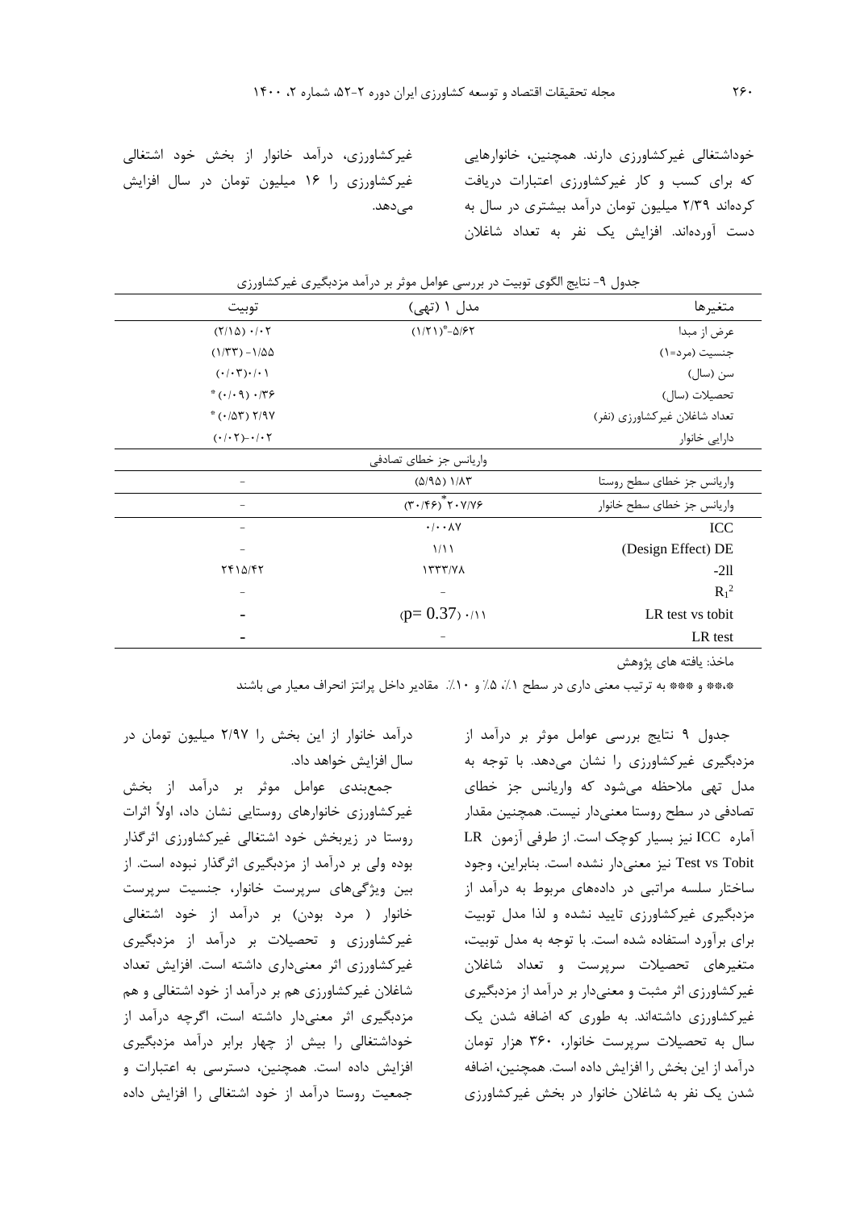خوداشتغالی غیرکشاورزی دارند. همچنین، خانوارهایی که برای کسب و کار غیرکشاورزی اعتبارات دریافت کرده‌اند ۲/۳۹ میلیون تومان درآمد بیشتری در سال به دست آورده‌اند. افزایش یک نفر به تعداد شاغلان غیرکشاورزی، درآمد خانوار از بخش خود اشتغالی غیرکشاورزی را ۱۶ میلیون تومان در سال افزایش می‌دهد.

جدول ۹- نتایج الگوی توبیت در بررسی عوامل موثر بر درآمد مزدبگیری غیرکشاورزی

| متغیرها | مدل ۱ (تهی) | توبیت |
|---|---|---|
| عرض از مبدا | *(۱/۲۱) ۵/۶۲- | (۲/۱۵) ۰/۰۲ |
| جنسیت (مرد=۱) | | (۱/۳۳) ۱/۵۵- |
| سن (سال) | | (۰/۰۳) ۰/۰۱ |
| تحصیلات (سال) | | *(۰/۰۹) ۰/۳۶ |
| تعداد شاغلان غیرکشاورزی (نفر) | | *(۰/۵۳) ۲/۹۷ |
| دارایی خانوار | | (۰/۰۲) ۰/۰۲- |
| | واریانس جز خطای تصادفی | |
| واریانس جز خطای سطح روستا | (۵/۹۵) ۱/۸۳ | - |
| واریانس جز خطای سطح خانوار | *(۳۰/۴۶) ۲۰۷/۷۶ | - |
| ICC | ۰/۰۰۸۷ | - |
| (Design Effect) DE | ۱/۱۱ | - |
| -2ll | ۱۳۳۳/۷۸ | ۲۴۱۵/۴۲ |
| $R_1^2$ | - | - |
| LR test vs tobit | ۰/۱۱ (p= 0.37) | - |
| LR test | - | - |

ماخذ: یافته های پژوهش

*،** و *** به ترتیب معنی داری در سطح ۱٪، ۵٪ و ۱۰٪. مقادیر داخل پرانتز انحراف معیار می باشند

جدول ۹ نتایج بررسی عوامل موثر بر درآمد از مزدبگیری غیرکشاورزی را نشان می‌دهد. با توجه به مدل تهی ملاحظه می‌شود که واریانس جز خطای تصادفی در سطح روستا معنی‌دار نیست. همچنین مقدار آماره ICC نیز بسیار کوچک است. از طرفی آزمون LR Test vs Tobit نیز معنی‌دار نشده است. بنابراین، وجود ساختار سلسه مراتبی در داده‌های مربوط به درآمد از مزدبگیری غیرکشاورزی تایید نشده و لذا مدل توبیت برای برآورد استفاده شده است. با توجه به مدل توبیت، متغیرهای تحصیلات سرپرست و تعداد شاغلان غیرکشاورزی اثر مثبت و معنی‌دار بر درآمد از مزدبگیری غیرکشاورزی داشته‌اند. به طوری که اضافه شدن یک سال به تحصیلات سرپرست خانوار، ۳۶۰ هزار تومان درآمد از این بخش را افزایش داده است. همچنین، اضافه شدن یک نفر به شاغلان خانوار در بخش غیرکشاورزی درآمد خانوار از این بخش را ۲/۹۷ میلیون تومان در سال افزایش خواهد داد.

جمع‌بندی عوامل موثر بر درآمد از بخش غیرکشاورزی خانوارهای روستایی نشان داد، اولاً اثرات روستا در زیربخش خود اشتغالی غیرکشاورزی اثرگذار بوده ولی بر درآمد از مزدبگیری اثرگذار نبوده است. از بین ویژگی‌های سرپرست خانوار، جنسیت سرپرست خانوار ( مرد بودن) بر درآمد از خود اشتغالی غیرکشاورزی و تحصیلات بر درآمد از مزدبگیری غیرکشاورزی اثر معنی‌داری داشته است. افزایش تعداد شاغلان غیرکشاورزی هم بر درآمد از خود اشتغالی و هم مزدبگیری اثر معنی‌دار داشته است، اگرچه درآمد از خوداشتغالی را بیش از چهار برابر درآمد مزدبگیری افزایش داده است. همچنین، دسترسی به اعتبارات و جمعیت روستا درآمد از خود اشتغالی را افزایش داده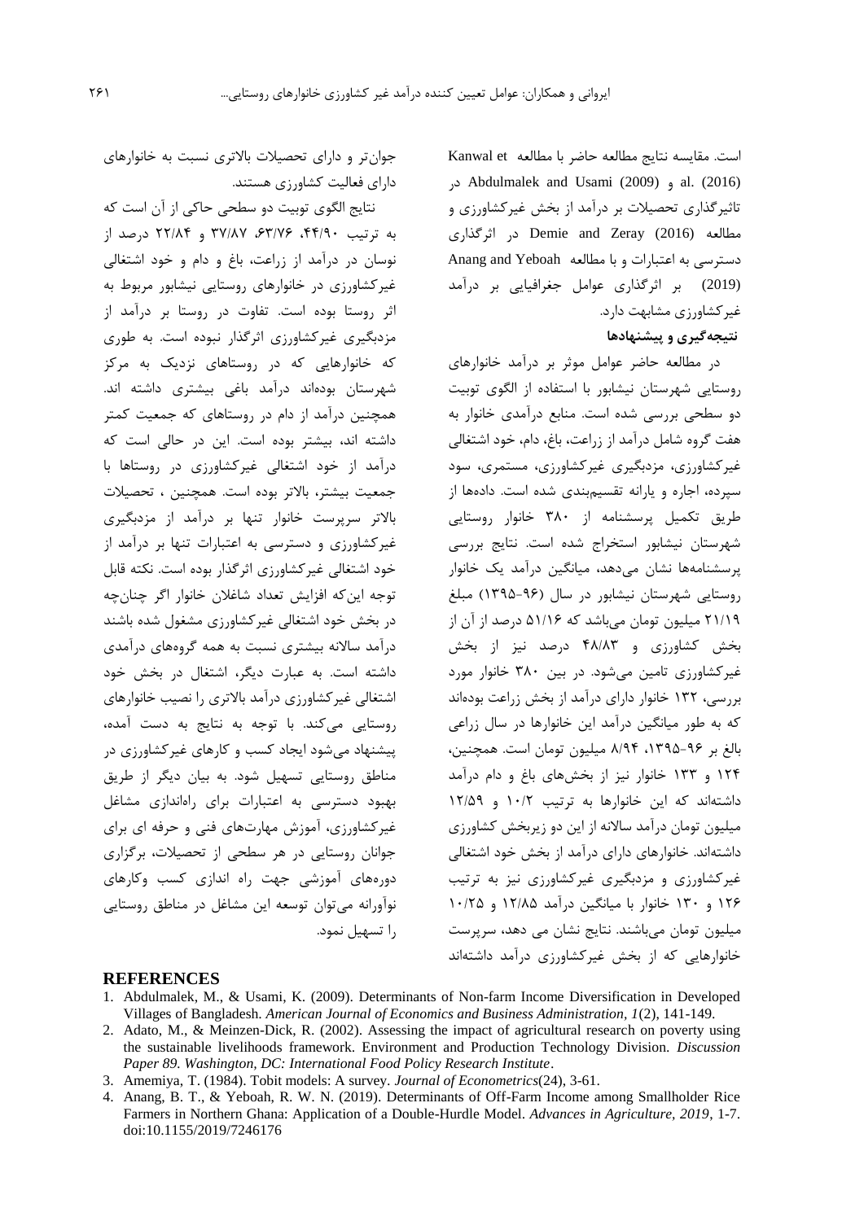است. مقایسه نتایج مطالعه حاضر با مطالعه Kanwal et al. (2016) و Abdulmalek and Usami (2009) در تاثیرگذاری تحصیلات بر درآمد از بخش غیرکشاورزی و مطالعه Demie and Zeray (2016) در اثرگذاری دسترسی به اعتبارات و با مطالعه Anang and Yeboah (2019) بر اثرگذاری عوامل جغرافیایی بر درآمد غیرکشاورزی مشابهت دارد.

## نتیجه‌گیری و پیشنهادها

در مطالعه حاضر عوامل موثر بر درآمد خانوارهای روستایی شهرستان نیشابور با استفاده از الگوی توبیت دو سطحی بررسی شده است. منابع درآمدی خانوار به هفت گروه شامل درآمد از زراعت، باغ، دام، خود اشتغالی غیرکشاورزی، مزدبگیری غیرکشاورزی، مستمری، سود سپرده، اجاره و یارانه تقسیم‌بندی شده است. داده‌ها از طریق تکمیل پرسشنامه از ۳۸۰ خانوار روستایی شهرستان نیشابور استخراج شده است. نتایج بررسی پرسشنامه‌ها نشان می‌دهد، میانگین درآمد یک خانوار روستایی شهرستان نیشابور در سال (۹۶-۱۳۹۵) مبلغ ۲۱/۱۹ میلیون تومان می‌باشد که ۵۱/۱۶ درصد از آن از بخش کشاورزی و ۴۸/۸۳ درصد نیز از بخش غیرکشاورزی تامین می‌شود. در بین ۳۸۰ خانوار مورد بررسی، ۱۳۲ خانوار دارای درآمد از بخش زراعت بوده‌اند که به طور میانگین درآمد این خانوارها در سال زراعی بالغ بر ۹۶-۱۳۹۵، ۸/۹۴ میلیون تومان است. همچنین، ۱۲۴ و ۱۳۳ خانوار نیز از بخش‌های باغ و دام درآمد داشته‌اند که این خانوارها به ترتیب ۱۰/۲ و ۱۲/۵۹ میلیون تومان درآمد سالانه از این دو زیربخش کشاورزی داشته‌اند. خانوارهای دارای درآمد از بخش خود اشتغالی غیرکشاورزی و مزدبگیری غیرکشاورزی نیز به ترتیب ۱۲۶ و ۱۳۰ خانوار با میانگین درآمد ۱۲/۸۵ و ۱۰/۲۵ میلیون تومان می‌باشند. نتایج نشان می دهد، سرپرست خانوارهایی که از بخش غیرکشاورزی درآمد داشته‌اند جوان‌تر و دارای تحصیلات بالاتری نسبت به خانوارهای دارای فعالیت کشاورزی هستند.

نتایج الگوی توبیت دو سطحی حاکی از آن است که به ترتیب ۴۴/۹۰، ۶۳/۷۶، ۳۷/۸۷ و ۲۲/۸۴ درصد از نوسان در درآمد از زراعت، باغ و دام و خود اشتغالی غیرکشاورزی در خانوارهای روستایی نیشابور مربوط به اثر روستا بوده است. تفاوت در روستا بر درآمد از مزدبگیری غیرکشاورزی اثرگذار نبوده است. به طوری که خانوارهایی که در روستاهای نزدیک به مرکز شهرستان بوده‌اند درآمد باغی بیشتری داشته اند. همچنین درآمد از دام در روستاهای که جمعیت کمتر داشته اند، بیشتر بوده است. این در حالی است که درآمد از خود اشتغالی غیرکشاورزی در روستاها با جمعیت بیشتر، بالاتر بوده است. همچنین ، تحصیلات بالاتر سرپرست خانوار تنها بر درآمد از مزدبگیری غیرکشاورزی و دسترسی به اعتبارات تنها بر درآمد از خود اشتغالی غیرکشاورزی اثرگذار بوده است. نکته قابل توجه این‌که افزایش تعداد شاغلان خانوار اگر چنان‌چه در بخش خود اشتغالی غیرکشاورزی مشغول شده باشند درآمد سالانه بیشتری نسبت به همه گروه‌های درآمدی داشته است. به عبارت دیگر، اشتغال در بخش خود اشتغالی غیرکشاورزی درآمد بالاتری را نصیب خانوارهای روستایی می‌کند. با توجه به نتایج به دست آمده، پیشنهاد می‌شود ایجاد کسب و کارهای غیرکشاورزی در مناطق روستایی تسهیل شود. به بیان دیگر از طریق بهبود دسترسی به اعتبارات برای راه‌اندازی مشاغل غیرکشاورزی، آموزش مهارت‌های فنی و حرفه ای برای جوانان روستایی در هر سطحی از تحصیلات، برگزاری دوره‌های آموزشی جهت راه اندازی کسب وکارهای نوآورانه می‌توان توسعه این مشاغل در مناطق روستایی را تسهیل نمود.

## REFERENCES

1. Abdulmalek, M., & Usami, K. (2009). Determinants of Non-farm Income Diversification in Developed Villages of Bangladesh. *American Journal of Economics and Business Administration, 1*(2), 141-149.
2. Adato, M., & Meinzen-Dick, R. (2002). Assessing the impact of agricultural research on poverty using the sustainable livelihoods framework. Environment and Production Technology Division. *Discussion Paper 89. Washington, DC: International Food Policy Research Institute*.
3. Amemiya, T. (1984). Tobit models: A survey. *Journal of Econometrics*(24), 3-61.
4. Anang, B. T., & Yeboah, R. W. N. (2019). Determinants of Off-Farm Income among Smallholder Rice Farmers in Northern Ghana: Application of a Double-Hurdle Model. *Advances in Agriculture, 2019*, 1-7. doi:10.1155/2019/7246176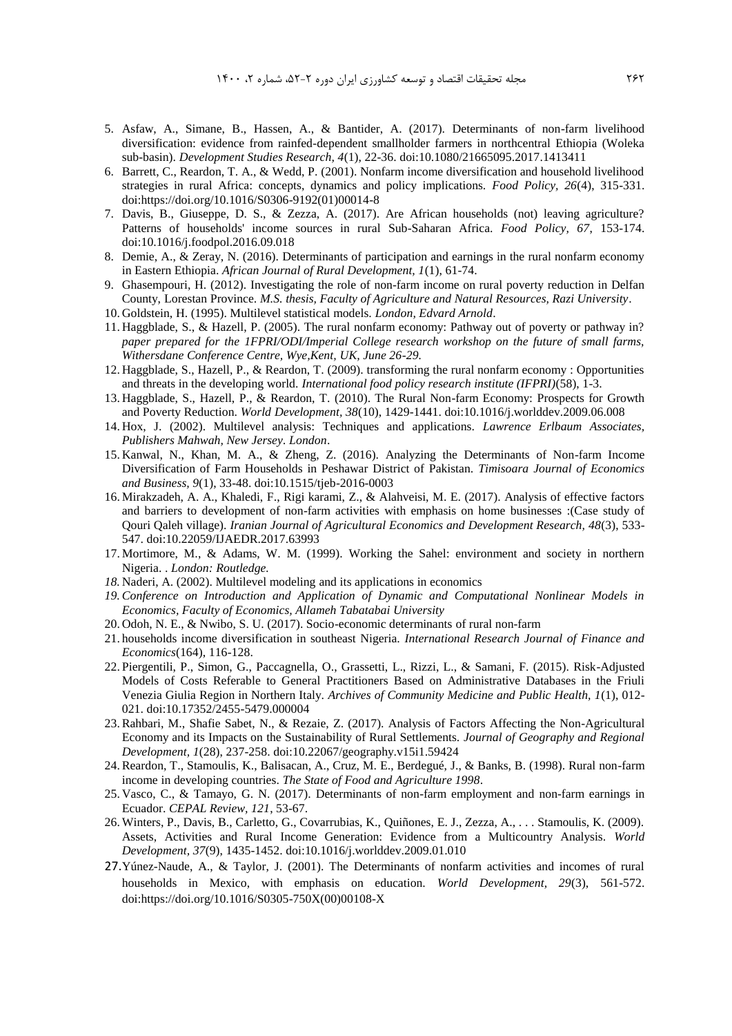5. Asfaw, A., Simane, B., Hassen, A., & Bantider, A. (2017). Determinants of non-farm livelihood diversification: evidence from rainfed-dependent smallholder farmers in northcentral Ethiopia (Woleka sub-basin). *Development Studies Research, 4*(1), 22-36. doi:10.1080/21665095.2017.1413411
6. Barrett, C., Reardon, T. A., & Wedd, P. (2001). Nonfarm income diversification and household livelihood strategies in rural Africa: concepts, dynamics and policy implications. *Food Policy, 26*(4), 315-331. doi:https://doi.org/10.1016/S0306-9192(01)00014-8
7. Davis, B., Giuseppe, D. S., & Zezza, A. (2017). Are African households (not) leaving agriculture? Patterns of households' income sources in rural Sub-Saharan Africa. *Food Policy, 67*, 153-174. doi:10.1016/j.foodpol.2016.09.018
8. Demie, A., & Zeray, N. (2016). Determinants of participation and earnings in the rural nonfarm economy in Eastern Ethiopia. *African Journal of Rural Development, 1*(1), 61-74.
9. Ghasempouri, H. (2012). Investigating the role of non-farm income on rural poverty reduction in Delfan County, Lorestan Province. *M.S. thesis, Faculty of Agriculture and Natural Resources, Razi University*.
10. Goldstein, H. (1995). Multilevel statistical models. *London, Edvard Arnold*.
11. Haggblade, S., & Hazell, P. (2005). The rural nonfarm economy: Pathway out of poverty or pathway in? *paper prepared for the 1FPRI/ODI/Imperial College research workshop on the future of small farms, Withersdane Conference Centre, Wye,Kent, UK, June 26-29.*
12. Haggblade, S., Hazell, P., & Reardon, T. (2009). transforming the rural nonfarm economy : Opportunities and threats in the developing world. *International food policy research institute (IFPRI)*(58), 1-3.
13. Haggblade, S., Hazell, P., & Reardon, T. (2010). The Rural Non-farm Economy: Prospects for Growth and Poverty Reduction. *World Development, 38*(10), 1429-1441. doi:10.1016/j.worlddev.2009.06.008
14. Hox, J. (2002). Multilevel analysis: Techniques and applications. *Lawrence Erlbaum Associates, Publishers Mahwah, New Jersey. London*.
15. Kanwal, N., Khan, M. A., & Zheng, Z. (2016). Analyzing the Determinants of Non-farm Income Diversification of Farm Households in Peshawar District of Pakistan. *Timisoara Journal of Economics and Business, 9*(1), 33-48. doi:10.1515/tjeb-2016-0003
16. Mirakzadeh, A. A., Khaledi, F., Rigi karami, Z., & Alahveisi, M. E. (2017). Analysis of effective factors and barriers to development of non-farm activities with emphasis on home businesses :(Case study of Qouri Qaleh village). *Iranian Journal of Agricultural Economics and Development Research, 48*(3), 533-547. doi:10.22059/IJAEDR.2017.63993
17. Mortimore, M., & Adams, W. M. (1999). Working the Sahel: environment and society in northern Nigeria. . *London: Routledge.*
18. Naderi, A. (2002). Multilevel modeling and its applications in economics
19. *Conference on Introduction and Application of Dynamic and Computational Nonlinear Models in Economics, Faculty of Economics, Allameh Tabatabai University*
20. Odoh, N. E., & Nwibo, S. U. (2017). Socio-economic determinants of rural non-farm
21. households income diversification in southeast Nigeria. *International Research Journal of Finance and Economics*(164), 116-128.
22. Piergentili, P., Simon, G., Paccagnella, O., Grassetti, L., Rizzi, L., & Samani, F. (2015). Risk-Adjusted Models of Costs Referable to General Practitioners Based on Administrative Databases in the Friuli Venezia Giulia Region in Northern Italy. *Archives of Community Medicine and Public Health, 1*(1), 012-021. doi:10.17352/2455-5479.000004
23. Rahbari, M., Shafie Sabet, N., & Rezaie, Z. (2017). Analysis of Factors Affecting the Non-Agricultural Economy and its Impacts on the Sustainability of Rural Settlements. *Journal of Geography and Regional Development, 1*(28), 237-258. doi:10.22067/geography.v15i1.59424
24. Reardon, T., Stamoulis, K., Balisacan, A., Cruz, M. E., Berdegué, J., & Banks, B. (1998). Rural non-farm income in developing countries. *The State of Food and Agriculture 1998*.
25. Vasco, C., & Tamayo, G. N. (2017). Determinants of non-farm employment and non-farm earnings in Ecuador. *CEPAL Review, 121*, 53-67.
26. Winters, P., Davis, B., Carletto, G., Covarrubias, K., Quiñones, E. J., Zezza, A., . . . Stamoulis, K. (2009). Assets, Activities and Rural Income Generation: Evidence from a Multicountry Analysis. *World Development, 37*(9), 1435-1452. doi:10.1016/j.worlddev.2009.01.010
27. Yúnez-Naude, A., & Taylor, J. (2001). The Determinants of nonfarm activities and incomes of rural households in Mexico, with emphasis on education. *World Development, 29*(3), 561-572. doi:https://doi.org/10.1016/S0305-750X(00)00108-X